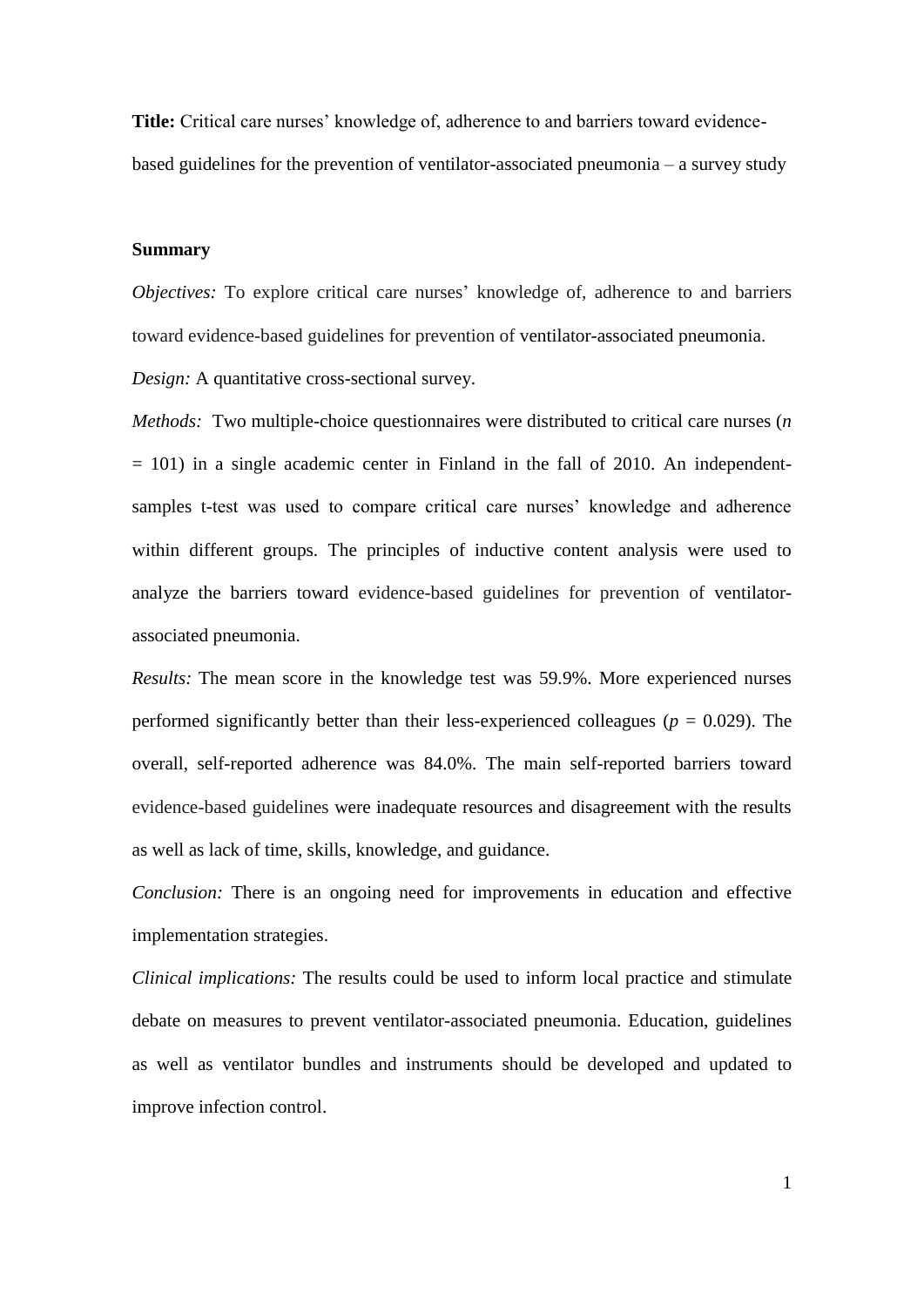**Title:** Critical care nurses' knowledge of, adherence to and barriers toward evidence-based guidelines for the prevention of ventilator-associated pneumonia – a survey study

**Summary**

*Objectives:* To explore critical care nurses' knowledge of, adherence to and barriers toward evidence-based guidelines for prevention of ventilator-associated pneumonia.

*Design:* A quantitative cross-sectional survey.

*Methods:* Two multiple-choice questionnaires were distributed to critical care nurses ($n = 101$) in a single academic center in Finland in the fall of 2010. An independent-samples t-test was used to compare critical care nurses' knowledge and adherence within different groups. The principles of inductive content analysis were used to analyze the barriers toward evidence-based guidelines for prevention of ventilator-associated pneumonia.

*Results:* The mean score in the knowledge test was 59.9%. More experienced nurses performed significantly better than their less-experienced colleagues ($p = 0.029$). The overall, self-reported adherence was 84.0%. The main self-reported barriers toward evidence-based guidelines were inadequate resources and disagreement with the results as well as lack of time, skills, knowledge, and guidance.

*Conclusion:* There is an ongoing need for improvements in education and effective implementation strategies.

*Clinical implications:* The results could be used to inform local practice and stimulate debate on measures to prevent ventilator-associated pneumonia. Education, guidelines as well as ventilator bundles and instruments should be developed and updated to improve infection control.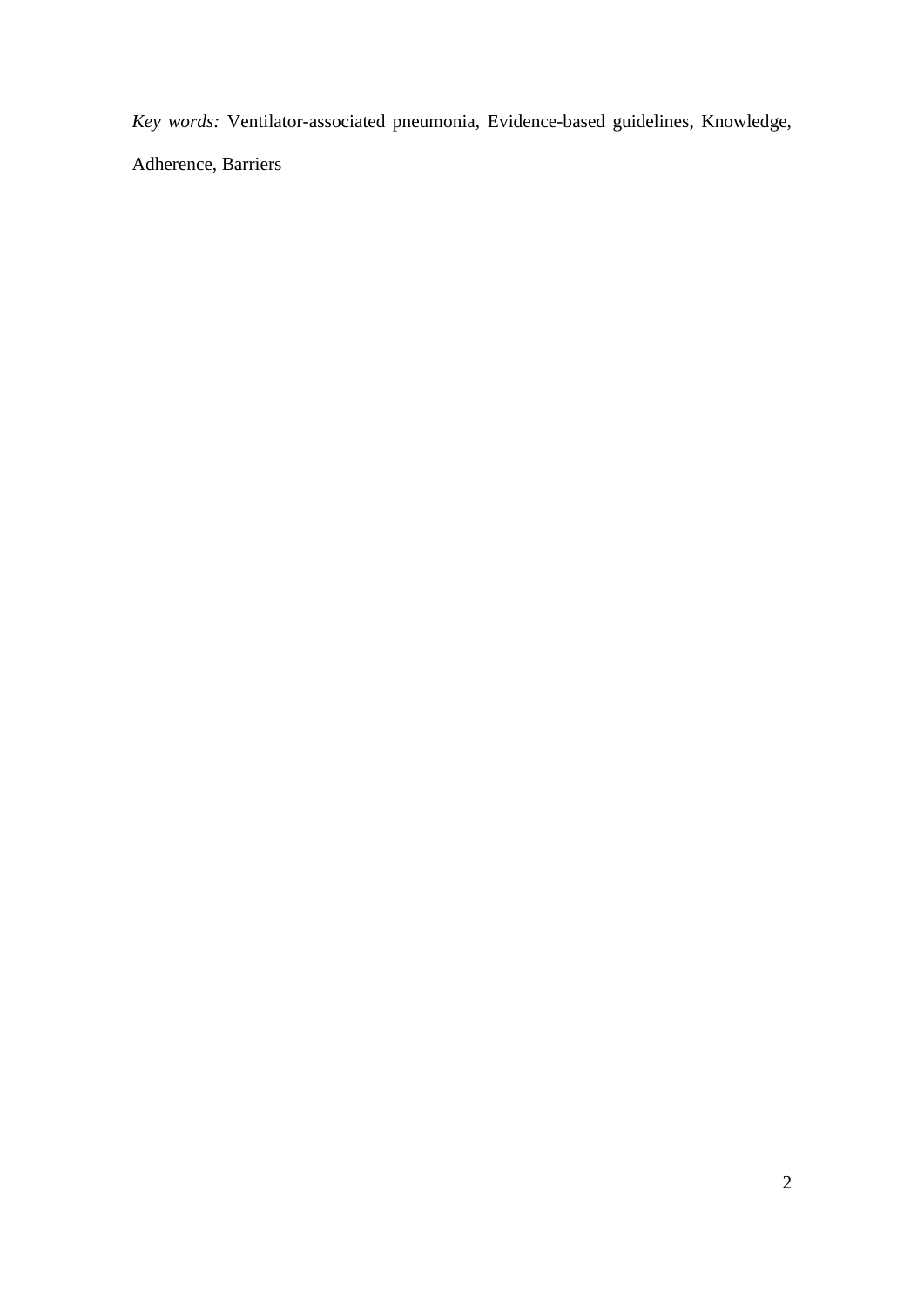*Key words:* Ventilator-associated pneumonia, Evidence-based guidelines, Knowledge, Adherence, Barriers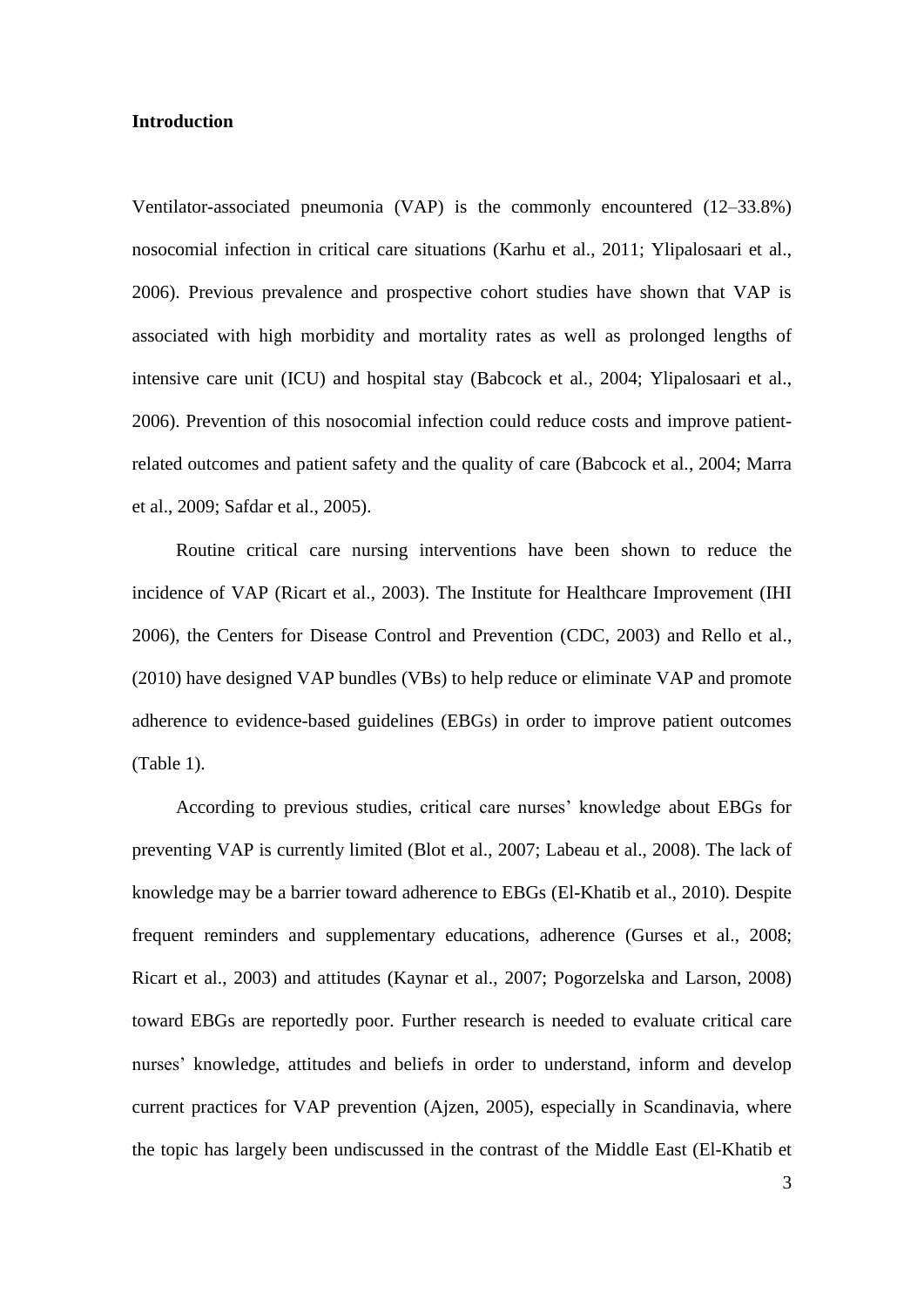**Introduction**

Ventilator-associated pneumonia (VAP) is the commonly encountered (12–33.8%) nosocomial infection in critical care situations (Karhu et al., 2011; Ylipalosaari et al., 2006). Previous prevalence and prospective cohort studies have shown that VAP is associated with high morbidity and mortality rates as well as prolonged lengths of intensive care unit (ICU) and hospital stay (Babcock et al., 2004; Ylipalosaari et al., 2006). Prevention of this nosocomial infection could reduce costs and improve patient-related outcomes and patient safety and the quality of care (Babcock et al., 2004; Marra et al., 2009; Safdar et al., 2005).

Routine critical care nursing interventions have been shown to reduce the incidence of VAP (Ricart et al., 2003). The Institute for Healthcare Improvement (IHI 2006), the Centers for Disease Control and Prevention (CDC, 2003) and Rello et al., (2010) have designed VAP bundles (VBs) to help reduce or eliminate VAP and promote adherence to evidence-based guidelines (EBGs) in order to improve patient outcomes (Table 1).

According to previous studies, critical care nurses' knowledge about EBGs for preventing VAP is currently limited (Blot et al., 2007; Labeau et al., 2008). The lack of knowledge may be a barrier toward adherence to EBGs (El-Khatib et al., 2010). Despite frequent reminders and supplementary educations, adherence (Gurses et al., 2008; Ricart et al., 2003) and attitudes (Kaynar et al., 2007; Pogorzelska and Larson, 2008) toward EBGs are reportedly poor. Further research is needed to evaluate critical care nurses' knowledge, attitudes and beliefs in order to understand, inform and develop current practices for VAP prevention (Ajzen, 2005), especially in Scandinavia, where the topic has largely been undiscussed in the contrast of the Middle East (El-Khatib et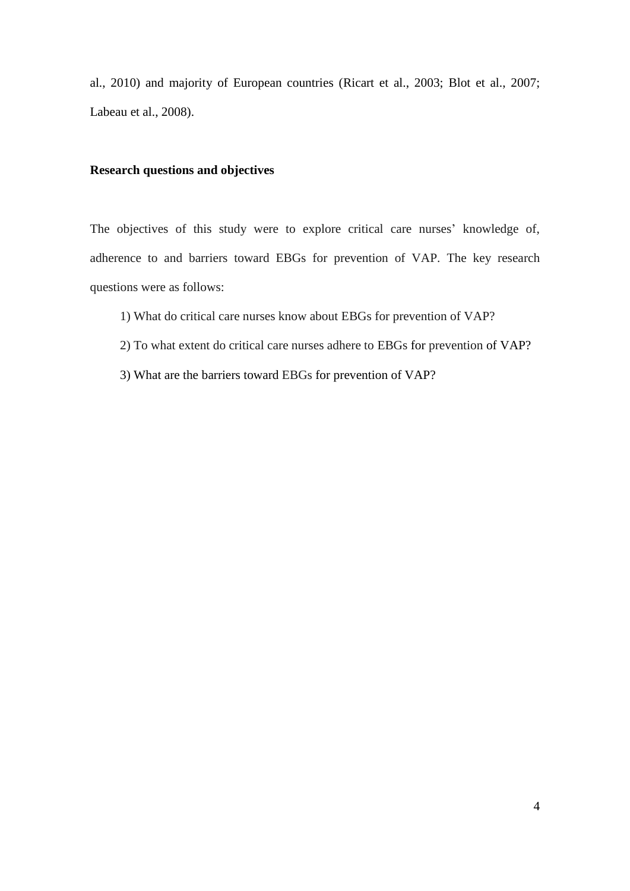al., 2010) and majority of European countries (Ricart et al., 2003; Blot et al., 2007; Labeau et al., 2008).

## Research questions and objectives

The objectives of this study were to explore critical care nurses' knowledge of, adherence to and barriers toward EBGs for prevention of VAP. The key research questions were as follows:

1) What do critical care nurses know about EBGs for prevention of VAP?

2) To what extent do critical care nurses adhere to EBGs for prevention of VAP?

3) What are the barriers toward EBGs for prevention of VAP?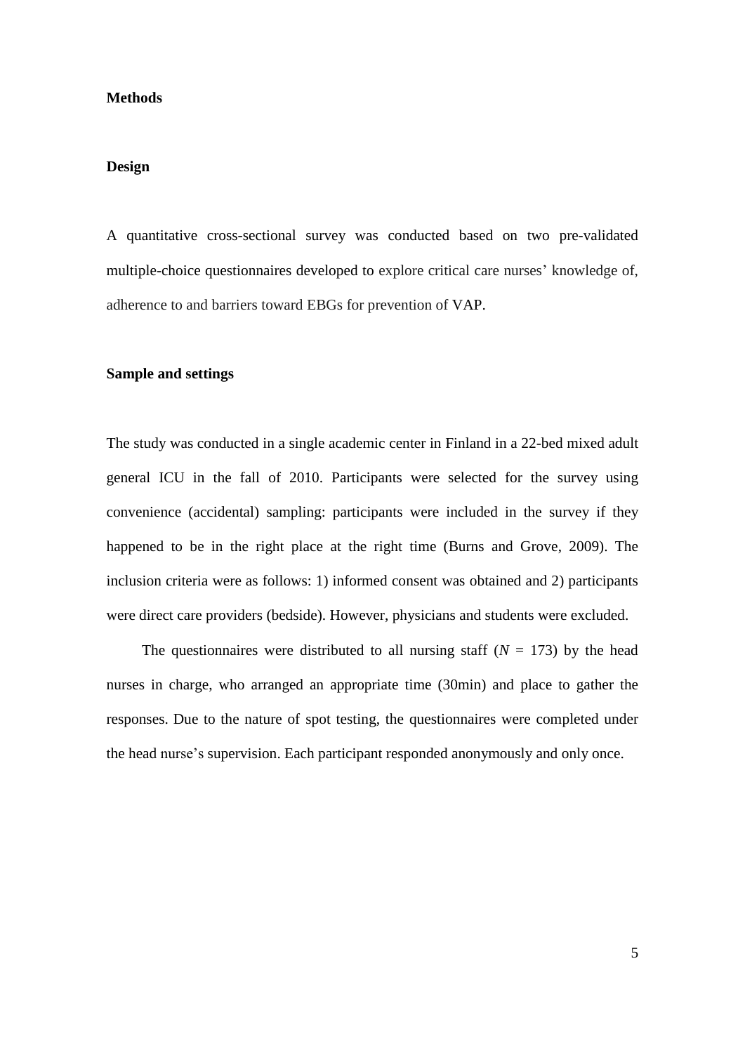## Methods

### Design

A quantitative cross-sectional survey was conducted based on two pre-validated multiple-choice questionnaires developed to explore critical care nurses' knowledge of, adherence to and barriers toward EBGs for prevention of VAP.

### Sample and settings

The study was conducted in a single academic center in Finland in a 22-bed mixed adult general ICU in the fall of 2010. Participants were selected for the survey using convenience (accidental) sampling: participants were included in the survey if they happened to be in the right place at the right time (Burns and Grove, 2009). The inclusion criteria were as follows: 1) informed consent was obtained and 2) participants were direct care providers (bedside). However, physicians and students were excluded.

The questionnaires were distributed to all nursing staff ($N$ = 173) by the head nurses in charge, who arranged an appropriate time (30min) and place to gather the responses. Due to the nature of spot testing, the questionnaires were completed under the head nurse's supervision. Each participant responded anonymously and only once.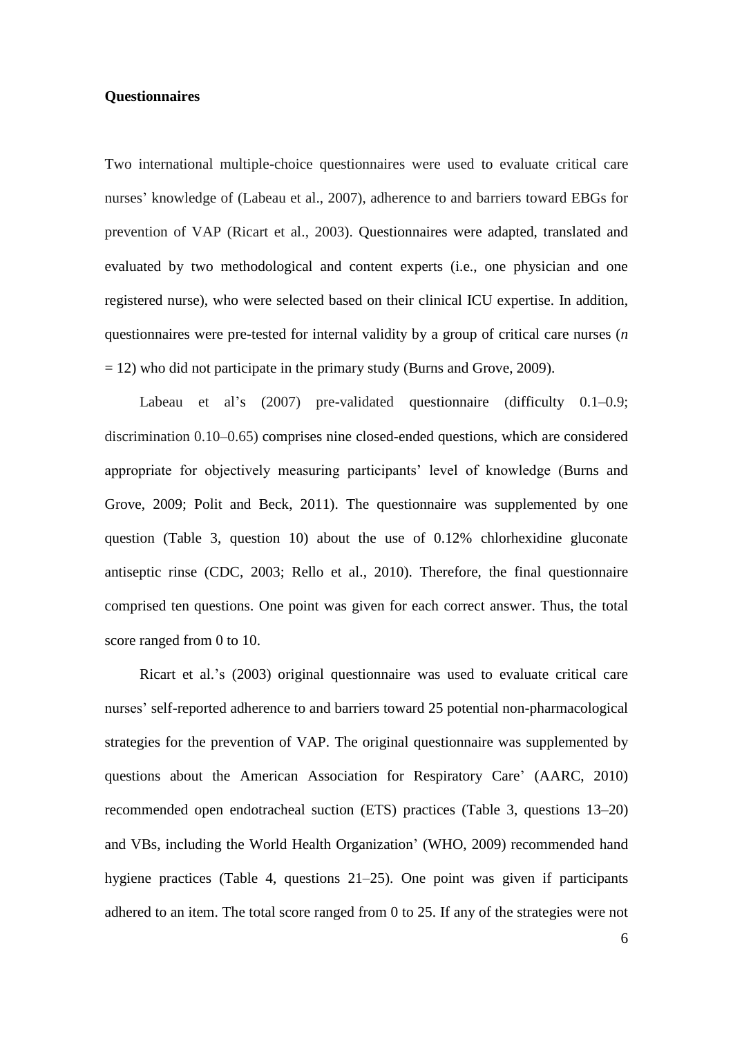**Questionnaires**

Two international multiple-choice questionnaires were used to evaluate critical care nurses' knowledge of (Labeau et al., 2007), adherence to and barriers toward EBGs for prevention of VAP (Ricart et al., 2003). Questionnaires were adapted, translated and evaluated by two methodological and content experts (i.e., one physician and one registered nurse), who were selected based on their clinical ICU expertise. In addition, questionnaires were pre-tested for internal validity by a group of critical care nurses (*n* = 12) who did not participate in the primary study (Burns and Grove, 2009).

Labeau et al's (2007) pre-validated questionnaire (difficulty 0.1–0.9; discrimination 0.10–0.65) comprises nine closed-ended questions, which are considered appropriate for objectively measuring participants' level of knowledge (Burns and Grove, 2009; Polit and Beck, 2011). The questionnaire was supplemented by one question (Table 3, question 10) about the use of 0.12% chlorhexidine gluconate antiseptic rinse (CDC, 2003; Rello et al., 2010). Therefore, the final questionnaire comprised ten questions. One point was given for each correct answer. Thus, the total score ranged from 0 to 10.

Ricart et al.'s (2003) original questionnaire was used to evaluate critical care nurses' self-reported adherence to and barriers toward 25 potential non-pharmacological strategies for the prevention of VAP. The original questionnaire was supplemented by questions about the American Association for Respiratory Care' (AARC, 2010) recommended open endotracheal suction (ETS) practices (Table 3, questions 13–20) and VBs, including the World Health Organization' (WHO, 2009) recommended hand hygiene practices (Table 4, questions 21–25). One point was given if participants adhered to an item. The total score ranged from 0 to 25. If any of the strategies were not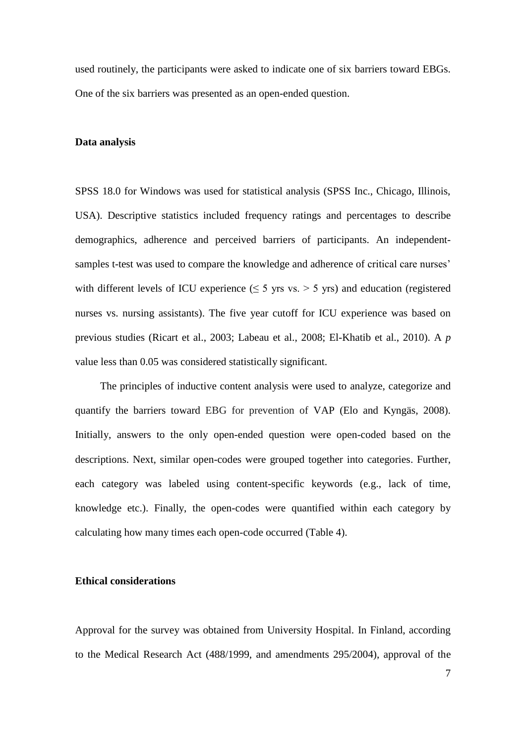used routinely, the participants were asked to indicate one of six barriers toward EBGs. One of the six barriers was presented as an open-ended question.

### Data analysis

SPSS 18.0 for Windows was used for statistical analysis (SPSS Inc., Chicago, Illinois, USA). Descriptive statistics included frequency ratings and percentages to describe demographics, adherence and perceived barriers of participants. An independent-samples t-test was used to compare the knowledge and adherence of critical care nurses' with different levels of ICU experience ($\leq$ 5 yrs vs. $>$ 5 yrs) and education (registered nurses vs. nursing assistants). The five year cutoff for ICU experience was based on previous studies (Ricart et al., 2003; Labeau et al., 2008; El-Khatib et al., 2010). A $p$ value less than 0.05 was considered statistically significant.

The principles of inductive content analysis were used to analyze, categorize and quantify the barriers toward EBG for prevention of VAP (Elo and Kyngäs, 2008). Initially, answers to the only open-ended question were open-coded based on the descriptions. Next, similar open-codes were grouped together into categories. Further, each category was labeled using content-specific keywords (e.g., lack of time, knowledge etc.). Finally, the open-codes were quantified within each category by calculating how many times each open-code occurred (Table 4).

### Ethical considerations

Approval for the survey was obtained from University Hospital. In Finland, according to the Medical Research Act (488/1999, and amendments 295/2004), approval of the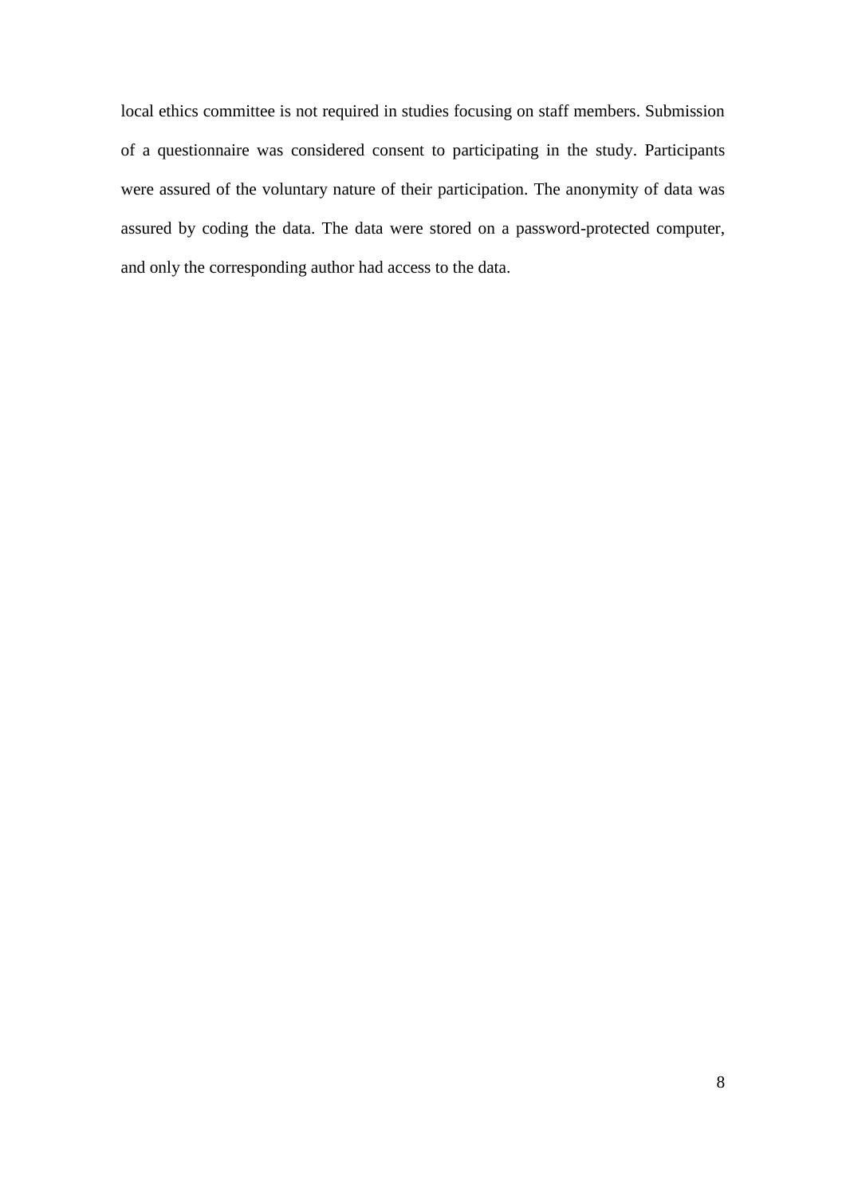local ethics committee is not required in studies focusing on staff members. Submission of a questionnaire was considered consent to participating in the study. Participants were assured of the voluntary nature of their participation. The anonymity of data was assured by coding the data. The data were stored on a password-protected computer, and only the corresponding author had access to the data.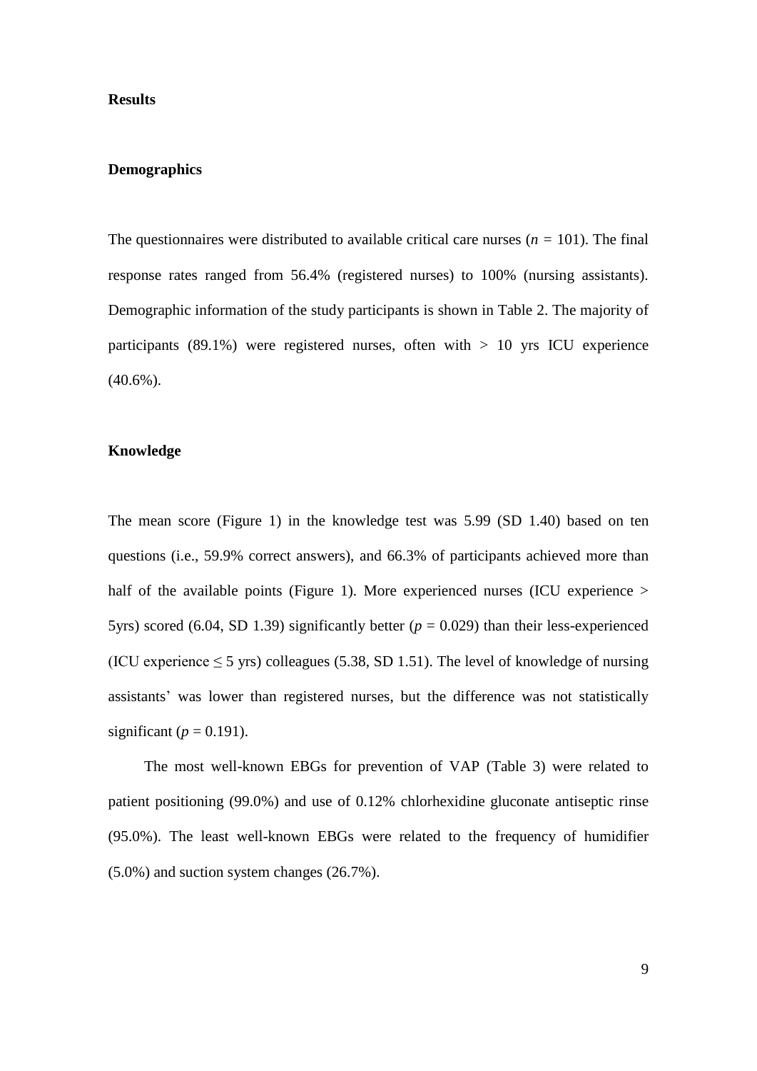## Results

### Demographics

The questionnaires were distributed to available critical care nurses ($n$ = 101). The final response rates ranged from 56.4% (registered nurses) to 100% (nursing assistants). Demographic information of the study participants is shown in Table 2. The majority of participants (89.1%) were registered nurses, often with > 10 yrs ICU experience (40.6%).

### Knowledge

The mean score (Figure 1) in the knowledge test was 5.99 (SD 1.40) based on ten questions (i.e., 59.9% correct answers), and 66.3% of participants achieved more than half of the available points (Figure 1). More experienced nurses (ICU experience > 5yrs) scored (6.04, SD 1.39) significantly better ($p$ = 0.029) than their less-experienced (ICU experience ≤ 5 yrs) colleagues (5.38, SD 1.51). The level of knowledge of nursing assistants' was lower than registered nurses, but the difference was not statistically significant ($p$ = 0.191).

The most well-known EBGs for prevention of VAP (Table 3) were related to patient positioning (99.0%) and use of 0.12% chlorhexidine gluconate antiseptic rinse (95.0%). The least well-known EBGs were related to the frequency of humidifier (5.0%) and suction system changes (26.7%).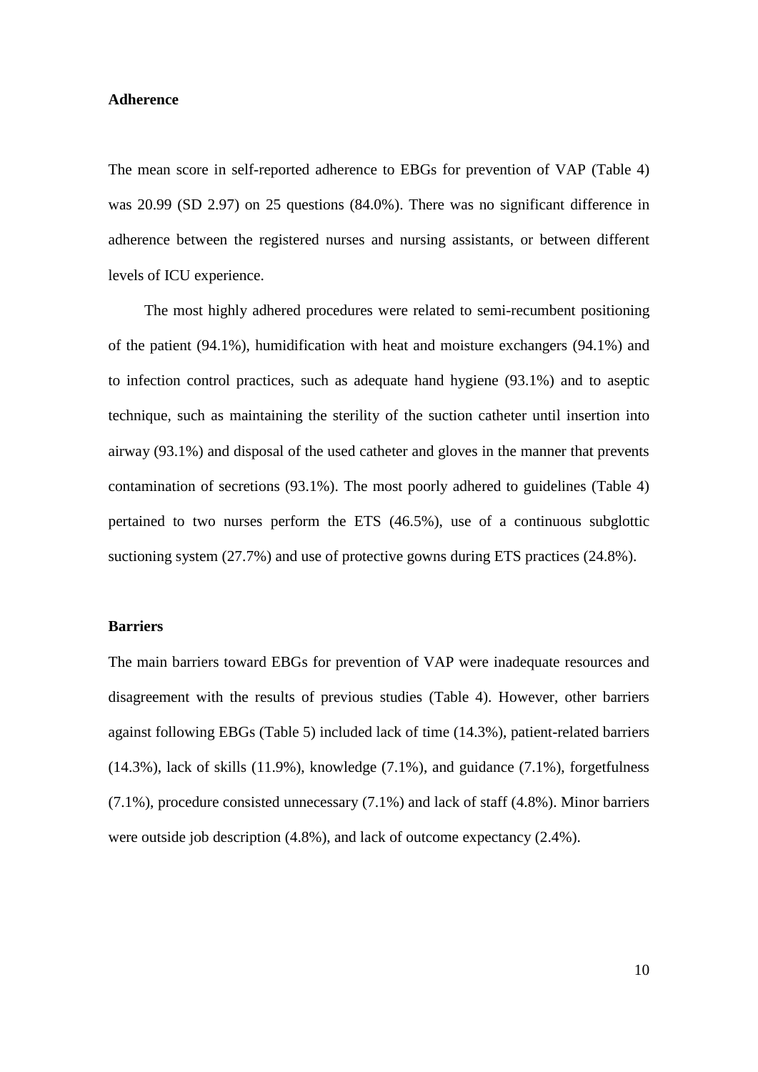## Adherence

The mean score in self-reported adherence to EBGs for prevention of VAP (Table 4) was 20.99 (SD 2.97) on 25 questions (84.0%). There was no significant difference in adherence between the registered nurses and nursing assistants, or between different levels of ICU experience.

The most highly adhered procedures were related to semi-recumbent positioning of the patient (94.1%), humidification with heat and moisture exchangers (94.1%) and to infection control practices, such as adequate hand hygiene (93.1%) and to aseptic technique, such as maintaining the sterility of the suction catheter until insertion into airway (93.1%) and disposal of the used catheter and gloves in the manner that prevents contamination of secretions (93.1%). The most poorly adhered to guidelines (Table 4) pertained to two nurses perform the ETS (46.5%), use of a continuous subglottic suctioning system (27.7%) and use of protective gowns during ETS practices (24.8%).

## Barriers

The main barriers toward EBGs for prevention of VAP were inadequate resources and disagreement with the results of previous studies (Table 4). However, other barriers against following EBGs (Table 5) included lack of time (14.3%), patient-related barriers (14.3%), lack of skills (11.9%), knowledge (7.1%), and guidance (7.1%), forgetfulness (7.1%), procedure consisted unnecessary (7.1%) and lack of staff (4.8%). Minor barriers were outside job description (4.8%), and lack of outcome expectancy (2.4%).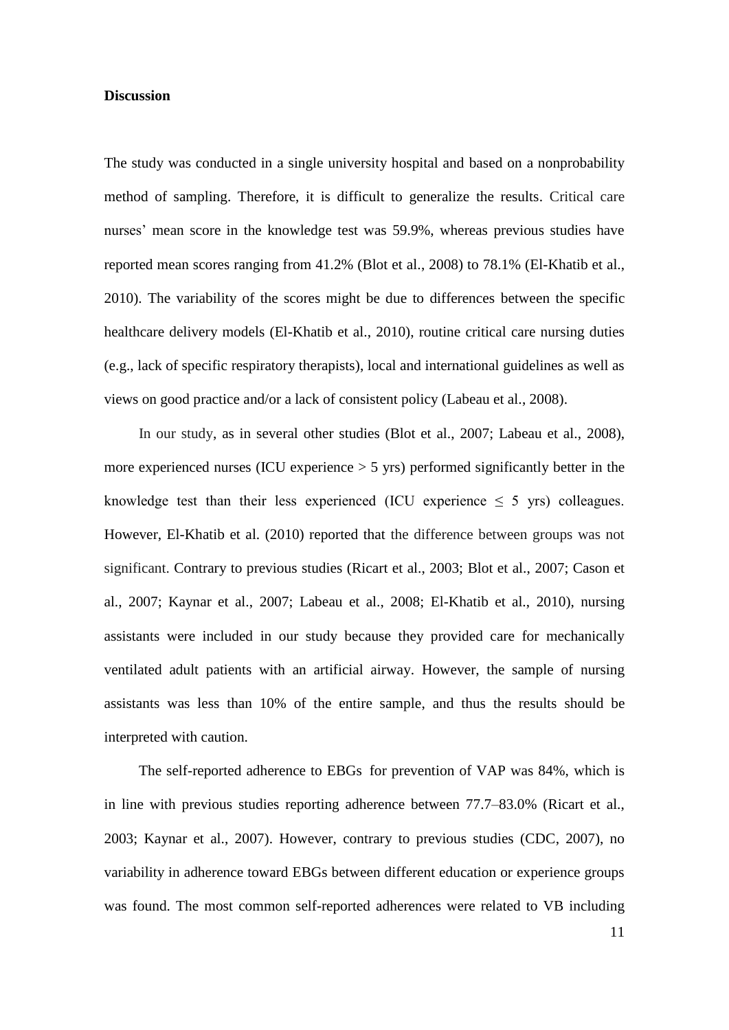## Discussion

The study was conducted in a single university hospital and based on a nonprobability method of sampling. Therefore, it is difficult to generalize the results. Critical care nurses' mean score in the knowledge test was 59.9%, whereas previous studies have reported mean scores ranging from 41.2% (Blot et al., 2008) to 78.1% (El-Khatib et al., 2010). The variability of the scores might be due to differences between the specific healthcare delivery models (El-Khatib et al., 2010), routine critical care nursing duties (e.g., lack of specific respiratory therapists), local and international guidelines as well as views on good practice and/or a lack of consistent policy (Labeau et al., 2008).

In our study, as in several other studies (Blot et al., 2007; Labeau et al., 2008), more experienced nurses (ICU experience > 5 yrs) performed significantly better in the knowledge test than their less experienced (ICU experience ≤ 5 yrs) colleagues. However, El-Khatib et al. (2010) reported that the difference between groups was not significant. Contrary to previous studies (Ricart et al., 2003; Blot et al., 2007; Cason et al., 2007; Kaynar et al., 2007; Labeau et al., 2008; El-Khatib et al., 2010), nursing assistants were included in our study because they provided care for mechanically ventilated adult patients with an artificial airway. However, the sample of nursing assistants was less than 10% of the entire sample, and thus the results should be interpreted with caution.

The self-reported adherence to EBGs for prevention of VAP was 84%, which is in line with previous studies reporting adherence between 77.7–83.0% (Ricart et al., 2003; Kaynar et al., 2007). However, contrary to previous studies (CDC, 2007), no variability in adherence toward EBGs between different education or experience groups was found. The most common self-reported adherences were related to VB including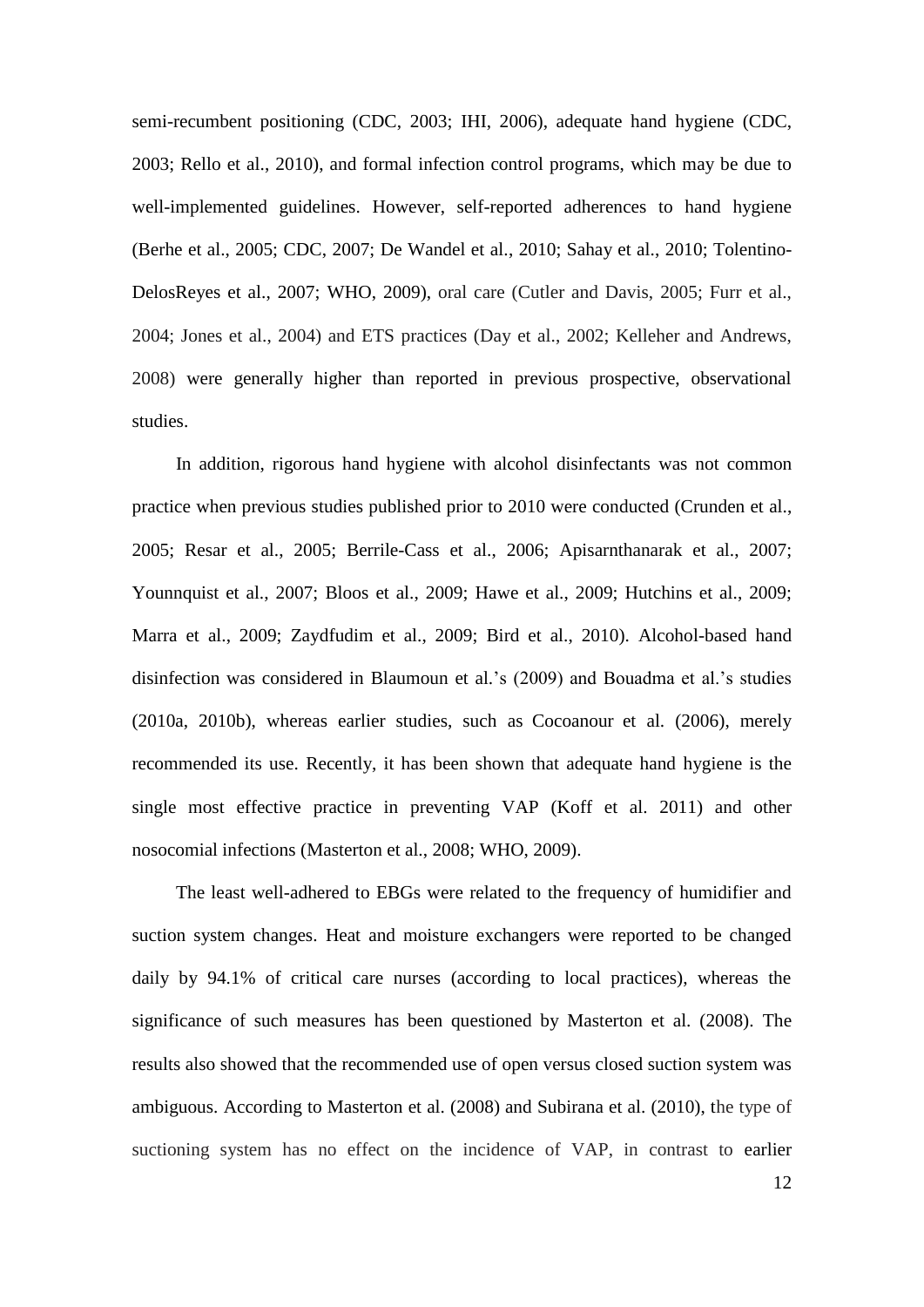semi-recumbent positioning (CDC, 2003; IHI, 2006), adequate hand hygiene (CDC, 2003; Rello et al., 2010), and formal infection control programs, which may be due to well-implemented guidelines. However, self-reported adherences to hand hygiene (Berhe et al., 2005; CDC, 2007; De Wandel et al., 2010; Sahay et al., 2010; Tolentino-DelosReyes et al., 2007; WHO, 2009), oral care (Cutler and Davis, 2005; Furr et al., 2004; Jones et al., 2004) and ETS practices (Day et al., 2002; Kelleher and Andrews, 2008) were generally higher than reported in previous prospective, observational studies.

In addition, rigorous hand hygiene with alcohol disinfectants was not common practice when previous studies published prior to 2010 were conducted (Crunden et al., 2005; Resar et al., 2005; Berrile-Cass et al., 2006; Apisarnthanarak et al., 2007; Younnquist et al., 2007; Bloos et al., 2009; Hawe et al., 2009; Hutchins et al., 2009; Marra et al., 2009; Zaydfudim et al., 2009; Bird et al., 2010). Alcohol-based hand disinfection was considered in Blaumoun et al.'s (2009) and Bouadma et al.'s studies (2010a, 2010b), whereas earlier studies, such as Cocoanour et al. (2006), merely recommended its use. Recently, it has been shown that adequate hand hygiene is the single most effective practice in preventing VAP (Koff et al. 2011) and other nosocomial infections (Masterton et al., 2008; WHO, 2009).

The least well-adhered to EBGs were related to the frequency of humidifier and suction system changes. Heat and moisture exchangers were reported to be changed daily by 94.1% of critical care nurses (according to local practices), whereas the significance of such measures has been questioned by Masterton et al. (2008). The results also showed that the recommended use of open versus closed suction system was ambiguous. According to Masterton et al. (2008) and Subirana et al. (2010), the type of suctioning system has no effect on the incidence of VAP, in contrast to earlier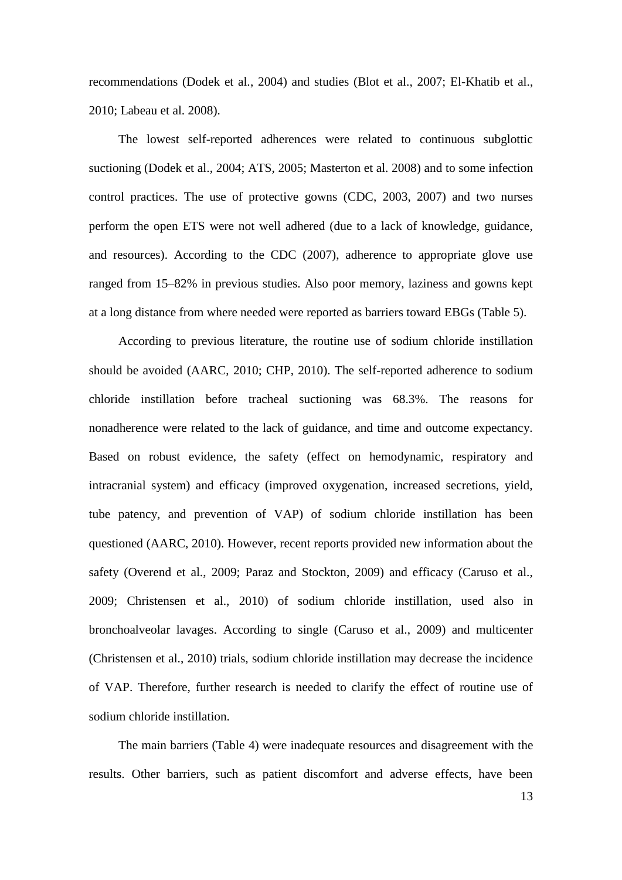recommendations (Dodek et al., 2004) and studies (Blot et al., 2007; El-Khatib et al., 2010; Labeau et al. 2008).

The lowest self-reported adherences were related to continuous subglottic suctioning (Dodek et al., 2004; ATS, 2005; Masterton et al. 2008) and to some infection control practices. The use of protective gowns (CDC, 2003, 2007) and two nurses perform the open ETS were not well adhered (due to a lack of knowledge, guidance, and resources). According to the CDC (2007), adherence to appropriate glove use ranged from 15–82% in previous studies. Also poor memory, laziness and gowns kept at a long distance from where needed were reported as barriers toward EBGs (Table 5).

According to previous literature, the routine use of sodium chloride instillation should be avoided (AARC, 2010; CHP, 2010). The self-reported adherence to sodium chloride instillation before tracheal suctioning was 68.3%. The reasons for nonadherence were related to the lack of guidance, and time and outcome expectancy. Based on robust evidence, the safety (effect on hemodynamic, respiratory and intracranial system) and efficacy (improved oxygenation, increased secretions, yield, tube patency, and prevention of VAP) of sodium chloride instillation has been questioned (AARC, 2010). However, recent reports provided new information about the safety (Overend et al., 2009; Paraz and Stockton, 2009) and efficacy (Caruso et al., 2009; Christensen et al., 2010) of sodium chloride instillation, used also in bronchoalveolar lavages. According to single (Caruso et al., 2009) and multicenter (Christensen et al., 2010) trials, sodium chloride instillation may decrease the incidence of VAP. Therefore, further research is needed to clarify the effect of routine use of sodium chloride instillation.

The main barriers (Table 4) were inadequate resources and disagreement with the results. Other barriers, such as patient discomfort and adverse effects, have been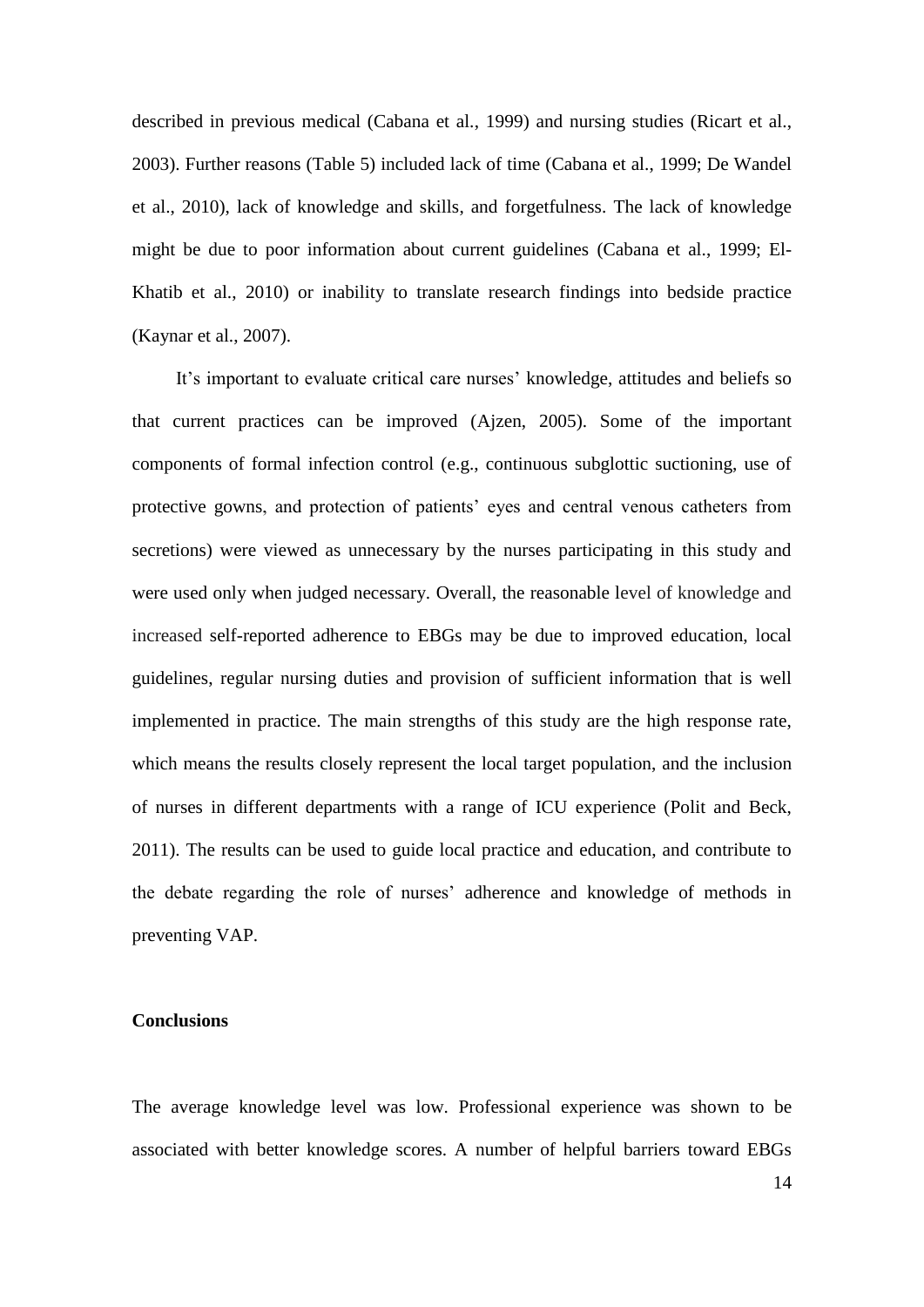described in previous medical (Cabana et al., 1999) and nursing studies (Ricart et al., 2003). Further reasons (Table 5) included lack of time (Cabana et al., 1999; De Wandel et al., 2010), lack of knowledge and skills, and forgetfulness. The lack of knowledge might be due to poor information about current guidelines (Cabana et al., 1999; El-Khatib et al., 2010) or inability to translate research findings into bedside practice (Kaynar et al., 2007).

It's important to evaluate critical care nurses' knowledge, attitudes and beliefs so that current practices can be improved (Ajzen, 2005). Some of the important components of formal infection control (e.g., continuous subglottic suctioning, use of protective gowns, and protection of patients' eyes and central venous catheters from secretions) were viewed as unnecessary by the nurses participating in this study and were used only when judged necessary. Overall, the reasonable level of knowledge and increased self-reported adherence to EBGs may be due to improved education, local guidelines, regular nursing duties and provision of sufficient information that is well implemented in practice. The main strengths of this study are the high response rate, which means the results closely represent the local target population, and the inclusion of nurses in different departments with a range of ICU experience (Polit and Beck, 2011). The results can be used to guide local practice and education, and contribute to the debate regarding the role of nurses' adherence and knowledge of methods in preventing VAP.

## Conclusions

The average knowledge level was low. Professional experience was shown to be associated with better knowledge scores. A number of helpful barriers toward EBGs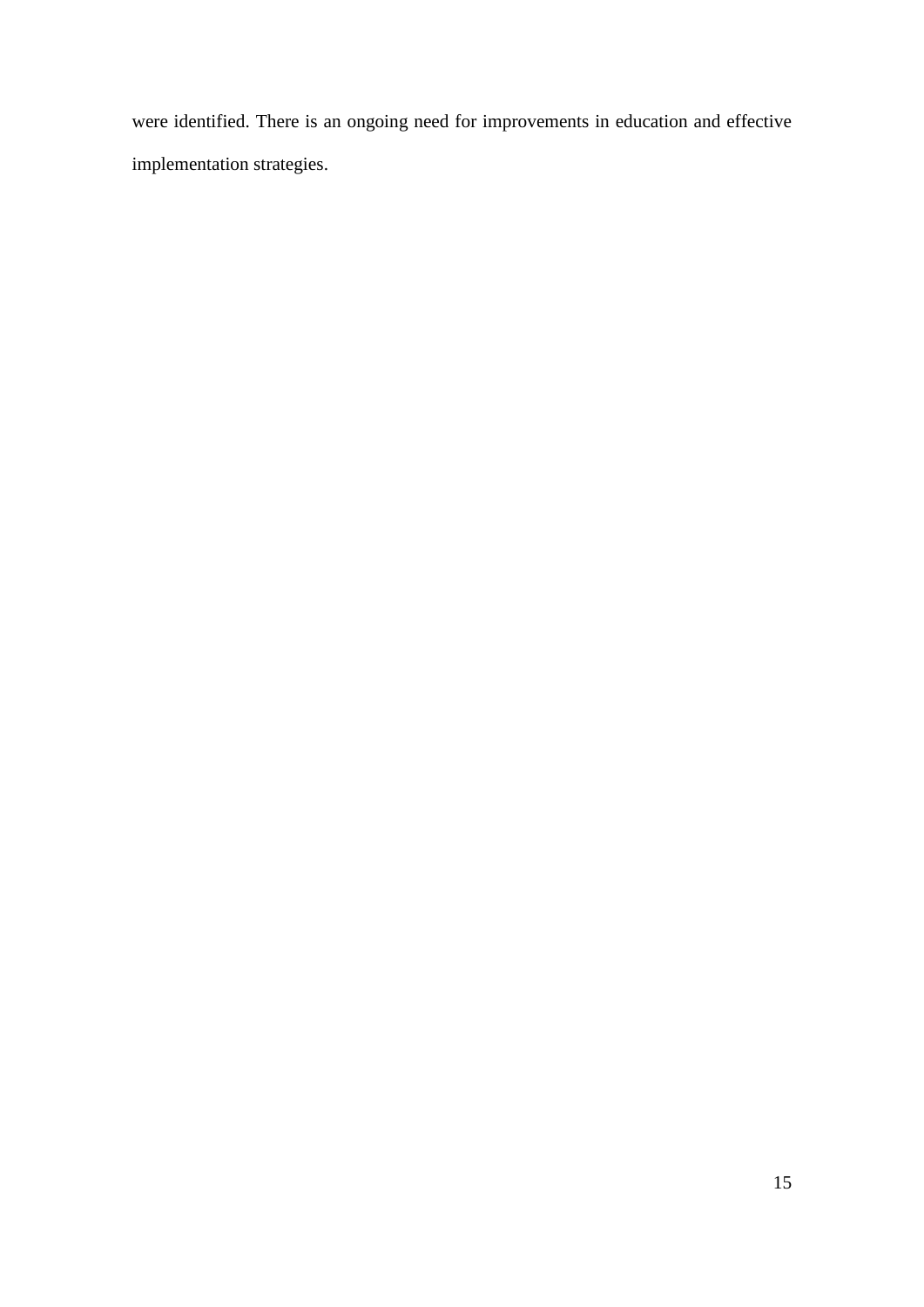were identified. There is an ongoing need for improvements in education and effective implementation strategies.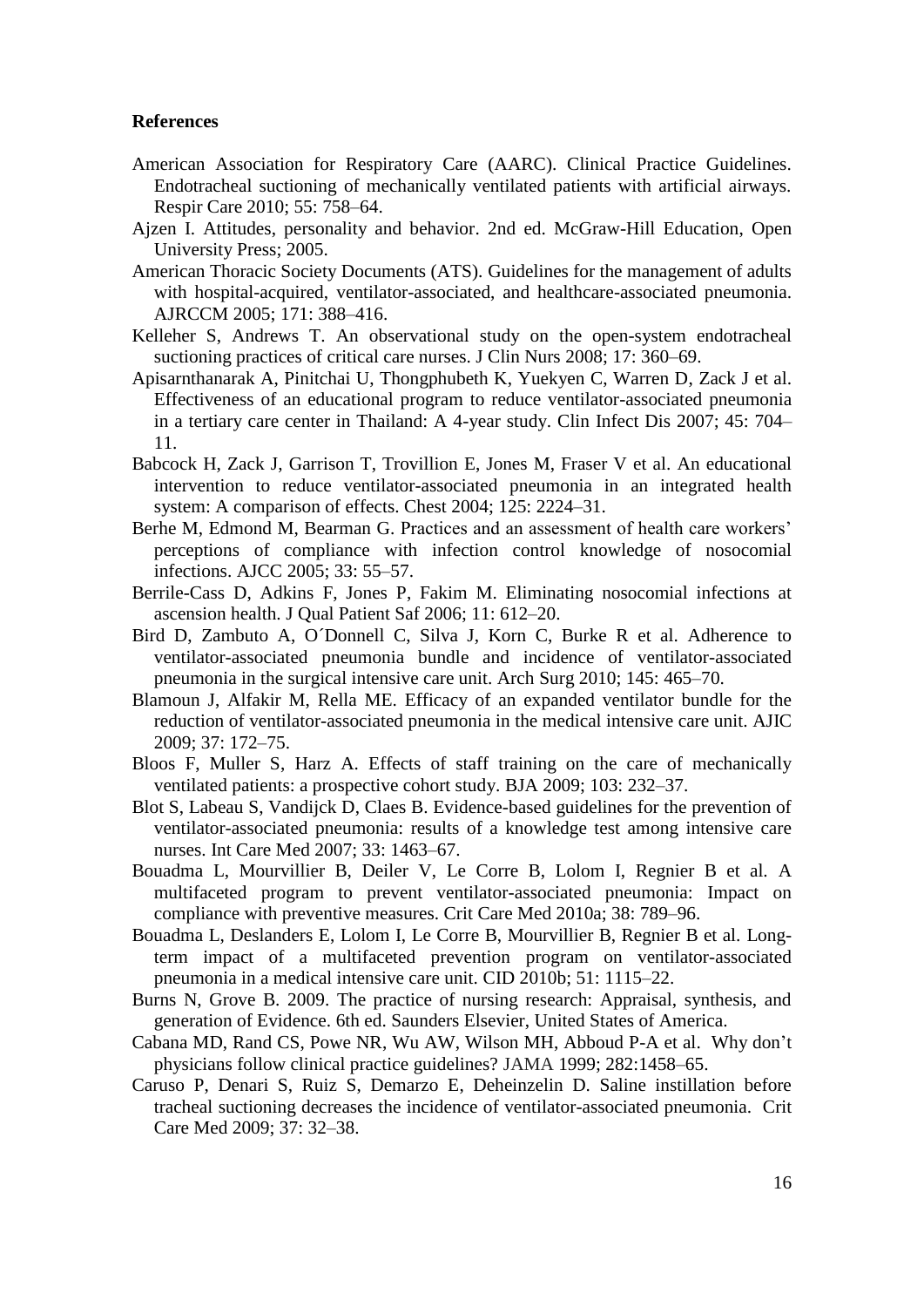**References**

American Association for Respiratory Care (AARC). Clinical Practice Guidelines. Endotracheal suctioning of mechanically ventilated patients with artificial airways. Respir Care 2010; 55: 758–64.

Ajzen I. Attitudes, personality and behavior. 2nd ed. McGraw-Hill Education, Open University Press; 2005.

American Thoracic Society Documents (ATS). Guidelines for the management of adults with hospital-acquired, ventilator-associated, and healthcare-associated pneumonia. AJRCCM 2005; 171: 388–416.

Kelleher S, Andrews T. An observational study on the open-system endotracheal suctioning practices of critical care nurses. J Clin Nurs 2008; 17: 360–69.

Apisarnthanarak A, Pinitchai U, Thongphubeth K, Yuekyen C, Warren D, Zack J et al. Effectiveness of an educational program to reduce ventilator-associated pneumonia in a tertiary care center in Thailand: A 4-year study. Clin Infect Dis 2007; 45: 704–11.

Babcock H, Zack J, Garrison T, Trovillion E, Jones M, Fraser V et al. An educational intervention to reduce ventilator-associated pneumonia in an integrated health system: A comparison of effects. Chest 2004; 125: 2224–31.

Berhe M, Edmond M, Bearman G. Practices and an assessment of health care workers' perceptions of compliance with infection control knowledge of nosocomial infections. AJCC 2005; 33: 55–57.

Berrile-Cass D, Adkins F, Jones P, Fakim M. Eliminating nosocomial infections at ascension health. J Qual Patient Saf 2006; 11: 612–20.

Bird D, Zambuto A, O´Donnell C, Silva J, Korn C, Burke R et al. Adherence to ventilator-associated pneumonia bundle and incidence of ventilator-associated pneumonia in the surgical intensive care unit. Arch Surg 2010; 145: 465–70.

Blamoun J, Alfakir M, Rella ME. Efficacy of an expanded ventilator bundle for the reduction of ventilator-associated pneumonia in the medical intensive care unit. AJIC 2009; 37: 172–75.

Bloos F, Muller S, Harz A. Effects of staff training on the care of mechanically ventilated patients: a prospective cohort study. BJA 2009; 103: 232–37.

Blot S, Labeau S, Vandijck D, Claes B. Evidence-based guidelines for the prevention of ventilator-associated pneumonia: results of a knowledge test among intensive care nurses. Int Care Med 2007; 33: 1463–67.

Bouadma L, Mourvillier B, Deiler V, Le Corre B, Lolom I, Regnier B et al. A multifaceted program to prevent ventilator-associated pneumonia: Impact on compliance with preventive measures. Crit Care Med 2010a; 38: 789–96.

Bouadma L, Deslanders E, Lolom I, Le Corre B, Mourvillier B, Regnier B et al. Long-term impact of a multifaceted prevention program on ventilator-associated pneumonia in a medical intensive care unit. CID 2010b; 51: 1115–22.

Burns N, Grove B. 2009. The practice of nursing research: Appraisal, synthesis, and generation of Evidence. 6th ed. Saunders Elsevier, United States of America.

Cabana MD, Rand CS, Powe NR, Wu AW, Wilson MH, Abboud P-A et al. Why don't physicians follow clinical practice guidelines? JAMA 1999; 282:1458–65.

Caruso P, Denari S, Ruiz S, Demarzo E, Deheinzelin D. Saline instillation before tracheal suctioning decreases the incidence of ventilator-associated pneumonia. Crit Care Med 2009; 37: 32–38.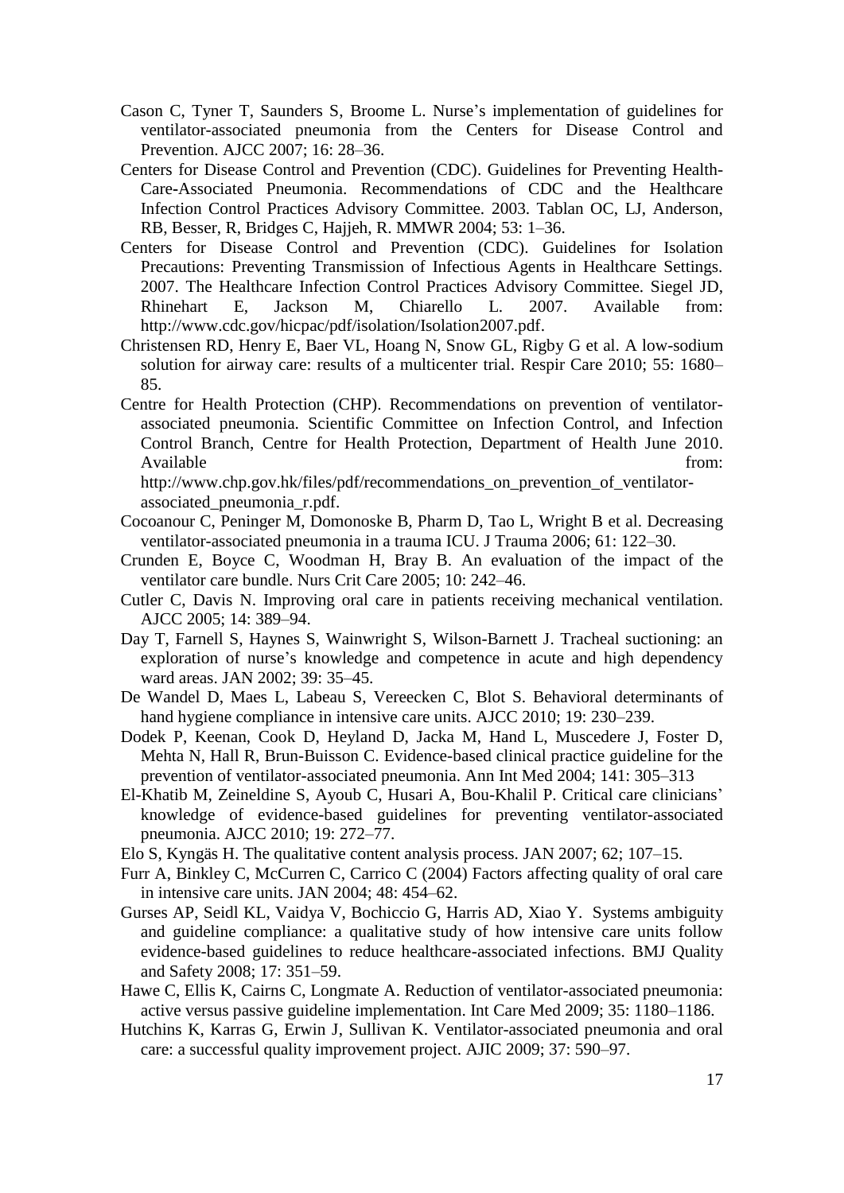Cason C, Tyner T, Saunders S, Broome L. Nurse's implementation of guidelines for ventilator-associated pneumonia from the Centers for Disease Control and Prevention. AJCC 2007; 16: 28–36.

Centers for Disease Control and Prevention (CDC). Guidelines for Preventing Health-Care-Associated Pneumonia. Recommendations of CDC and the Healthcare Infection Control Practices Advisory Committee. 2003. Tablan OC, LJ, Anderson, RB, Besser, R, Bridges C, Hajjeh, R. MMWR 2004; 53: 1–36.

Centers for Disease Control and Prevention (CDC). Guidelines for Isolation Precautions: Preventing Transmission of Infectious Agents in Healthcare Settings. 2007. The Healthcare Infection Control Practices Advisory Committee. Siegel JD, Rhinehart E, Jackson M, Chiarello L. 2007. Available from: http://www.cdc.gov/hicpac/pdf/isolation/Isolation2007.pdf.

Christensen RD, Henry E, Baer VL, Hoang N, Snow GL, Rigby G et al. A low-sodium solution for airway care: results of a multicenter trial. Respir Care 2010; 55: 1680–85.

Centre for Health Protection (CHP). Recommendations on prevention of ventilator-associated pneumonia. Scientific Committee on Infection Control, and Infection Control Branch, Centre for Health Protection, Department of Health June 2010. Available from: http://www.chp.gov.hk/files/pdf/recommendations_on_prevention_of_ventilator-associated_pneumonia_r.pdf.

Cocoanour C, Peninger M, Domonoske B, Pharm D, Tao L, Wright B et al. Decreasing ventilator-associated pneumonia in a trauma ICU. J Trauma 2006; 61: 122–30.

Crunden E, Boyce C, Woodman H, Bray B. An evaluation of the impact of the ventilator care bundle. Nurs Crit Care 2005; 10: 242–46.

Cutler C, Davis N. Improving oral care in patients receiving mechanical ventilation. AJCC 2005; 14: 389–94.

Day T, Farnell S, Haynes S, Wainwright S, Wilson-Barnett J. Tracheal suctioning: an exploration of nurse's knowledge and competence in acute and high dependency ward areas. JAN 2002; 39: 35–45.

De Wandel D, Maes L, Labeau S, Vereecken C, Blot S. Behavioral determinants of hand hygiene compliance in intensive care units. AJCC 2010; 19: 230–239.

Dodek P, Keenan, Cook D, Heyland D, Jacka M, Hand L, Muscedere J, Foster D, Mehta N, Hall R, Brun-Buisson C. Evidence-based clinical practice guideline for the prevention of ventilator-associated pneumonia. Ann Int Med 2004; 141: 305–313

El-Khatib M, Zeineldine S, Ayoub C, Husari A, Bou-Khalil P. Critical care clinicians' knowledge of evidence-based guidelines for preventing ventilator-associated pneumonia. AJCC 2010; 19: 272–77.

Elo S, Kyngäs H. The qualitative content analysis process. JAN 2007; 62; 107–15.

Furr A, Binkley C, McCurren C, Carrico C (2004) Factors affecting quality of oral care in intensive care units. JAN 2004; 48: 454–62.

Gurses AP, Seidl KL, Vaidya V, Bochiccio G, Harris AD, Xiao Y. Systems ambiguity and guideline compliance: a qualitative study of how intensive care units follow evidence-based guidelines to reduce healthcare-associated infections. BMJ Quality and Safety 2008; 17: 351–59.

Hawe C, Ellis K, Cairns C, Longmate A. Reduction of ventilator-associated pneumonia: active versus passive guideline implementation. Int Care Med 2009; 35: 1180–1186.

Hutchins K, Karras G, Erwin J, Sullivan K. Ventilator-associated pneumonia and oral care: a successful quality improvement project. AJIC 2009; 37: 590–97.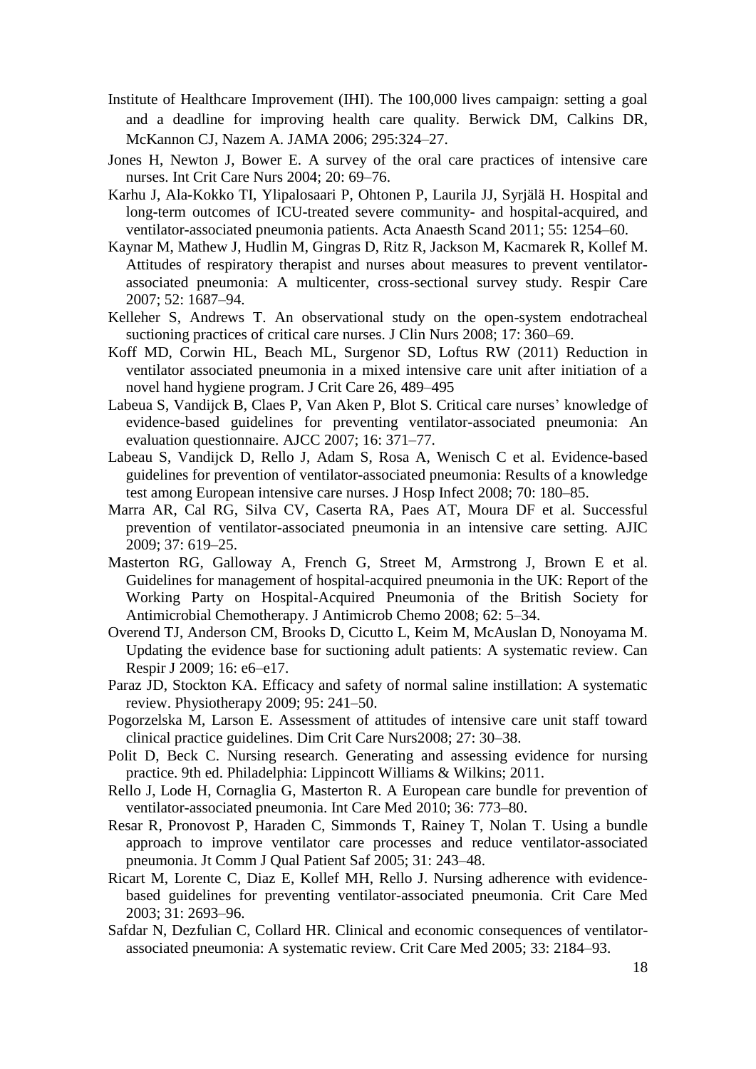Institute of Healthcare Improvement (IHI). The 100,000 lives campaign: setting a goal and a deadline for improving health care quality. Berwick DM, Calkins DR, McKannon CJ, Nazem A. JAMA 2006; 295:324–27.

Jones H, Newton J, Bower E. A survey of the oral care practices of intensive care nurses. Int Crit Care Nurs 2004; 20: 69–76.

Karhu J, Ala-Kokko TI, Ylipalosaari P, Ohtonen P, Laurila JJ, Syrjälä H. Hospital and long-term outcomes of ICU-treated severe community- and hospital-acquired, and ventilator-associated pneumonia patients. Acta Anaesth Scand 2011; 55: 1254–60.

Kaynar M, Mathew J, Hudlin M, Gingras D, Ritz R, Jackson M, Kacmarek R, Kollef M. Attitudes of respiratory therapist and nurses about measures to prevent ventilator-associated pneumonia: A multicenter, cross-sectional survey study. Respir Care 2007; 52: 1687–94.

Kelleher S, Andrews T. An observational study on the open-system endotracheal suctioning practices of critical care nurses. J Clin Nurs 2008; 17: 360–69.

Koff MD, Corwin HL, Beach ML, Surgenor SD, Loftus RW (2011) Reduction in ventilator associated pneumonia in a mixed intensive care unit after initiation of a novel hand hygiene program. J Crit Care 26, 489–495

Labeua S, Vandijck B, Claes P, Van Aken P, Blot S. Critical care nurses' knowledge of evidence-based guidelines for preventing ventilator-associated pneumonia: An evaluation questionnaire. AJCC 2007; 16: 371–77.

Labeau S, Vandijck D, Rello J, Adam S, Rosa A, Wenisch C et al. Evidence-based guidelines for prevention of ventilator-associated pneumonia: Results of a knowledge test among European intensive care nurses. J Hosp Infect 2008; 70: 180–85.

Marra AR, Cal RG, Silva CV, Caserta RA, Paes AT, Moura DF et al. Successful prevention of ventilator-associated pneumonia in an intensive care setting. AJIC 2009; 37: 619–25.

Masterton RG, Galloway A, French G, Street M, Armstrong J, Brown E et al. Guidelines for management of hospital-acquired pneumonia in the UK: Report of the Working Party on Hospital-Acquired Pneumonia of the British Society for Antimicrobial Chemotherapy. J Antimicrob Chemo 2008; 62: 5–34.

Overend TJ, Anderson CM, Brooks D, Cicutto L, Keim M, McAuslan D, Nonoyama M. Updating the evidence base for suctioning adult patients: A systematic review. Can Respir J 2009; 16: e6–e17.

Paraz JD, Stockton KA. Efficacy and safety of normal saline instillation: A systematic review. Physiotherapy 2009; 95: 241–50.

Pogorzelska M, Larson E. Assessment of attitudes of intensive care unit staff toward clinical practice guidelines. Dim Crit Care Nurs2008; 27: 30–38.

Polit D, Beck C. Nursing research. Generating and assessing evidence for nursing practice. 9th ed. Philadelphia: Lippincott Williams & Wilkins; 2011.

Rello J, Lode H, Cornaglia G, Masterton R. A European care bundle for prevention of ventilator-associated pneumonia. Int Care Med 2010; 36: 773–80.

Resar R, Pronovost P, Haraden C, Simmonds T, Rainey T, Nolan T. Using a bundle approach to improve ventilator care processes and reduce ventilator-associated pneumonia. Jt Comm J Qual Patient Saf 2005; 31: 243–48.

Ricart M, Lorente C, Diaz E, Kollef MH, Rello J. Nursing adherence with evidence-based guidelines for preventing ventilator-associated pneumonia. Crit Care Med 2003; 31: 2693–96.

Safdar N, Dezfulian C, Collard HR. Clinical and economic consequences of ventilator-associated pneumonia: A systematic review. Crit Care Med 2005; 33: 2184–93.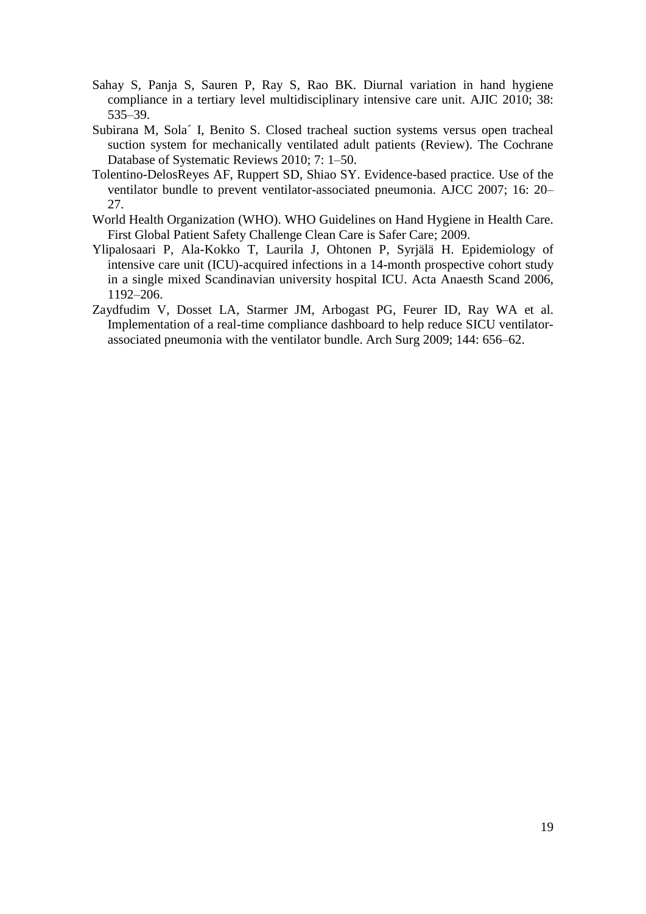Sahay S, Panja S, Sauren P, Ray S, Rao BK. Diurnal variation in hand hygiene compliance in a tertiary level multidisciplinary intensive care unit. AJIC 2010; 38: 535–39.

Subirana M, Sola´ I, Benito S. Closed tracheal suction systems versus open tracheal suction system for mechanically ventilated adult patients (Review). The Cochrane Database of Systematic Reviews 2010; 7: 1–50.

Tolentino-DelosReyes AF, Ruppert SD, Shiao SY. Evidence-based practice. Use of the ventilator bundle to prevent ventilator-associated pneumonia. AJCC 2007; 16: 20–27.

World Health Organization (WHO). WHO Guidelines on Hand Hygiene in Health Care. First Global Patient Safety Challenge Clean Care is Safer Care; 2009.

Ylipalosaari P, Ala-Kokko T, Laurila J, Ohtonen P, Syrjälä H. Epidemiology of intensive care unit (ICU)-acquired infections in a 14-month prospective cohort study in a single mixed Scandinavian university hospital ICU. Acta Anaesth Scand 2006, 1192–206.

Zaydfudim V, Dosset LA, Starmer JM, Arbogast PG, Feurer ID, Ray WA et al. Implementation of a real-time compliance dashboard to help reduce SICU ventilator-associated pneumonia with the ventilator bundle. Arch Surg 2009; 144: 656–62.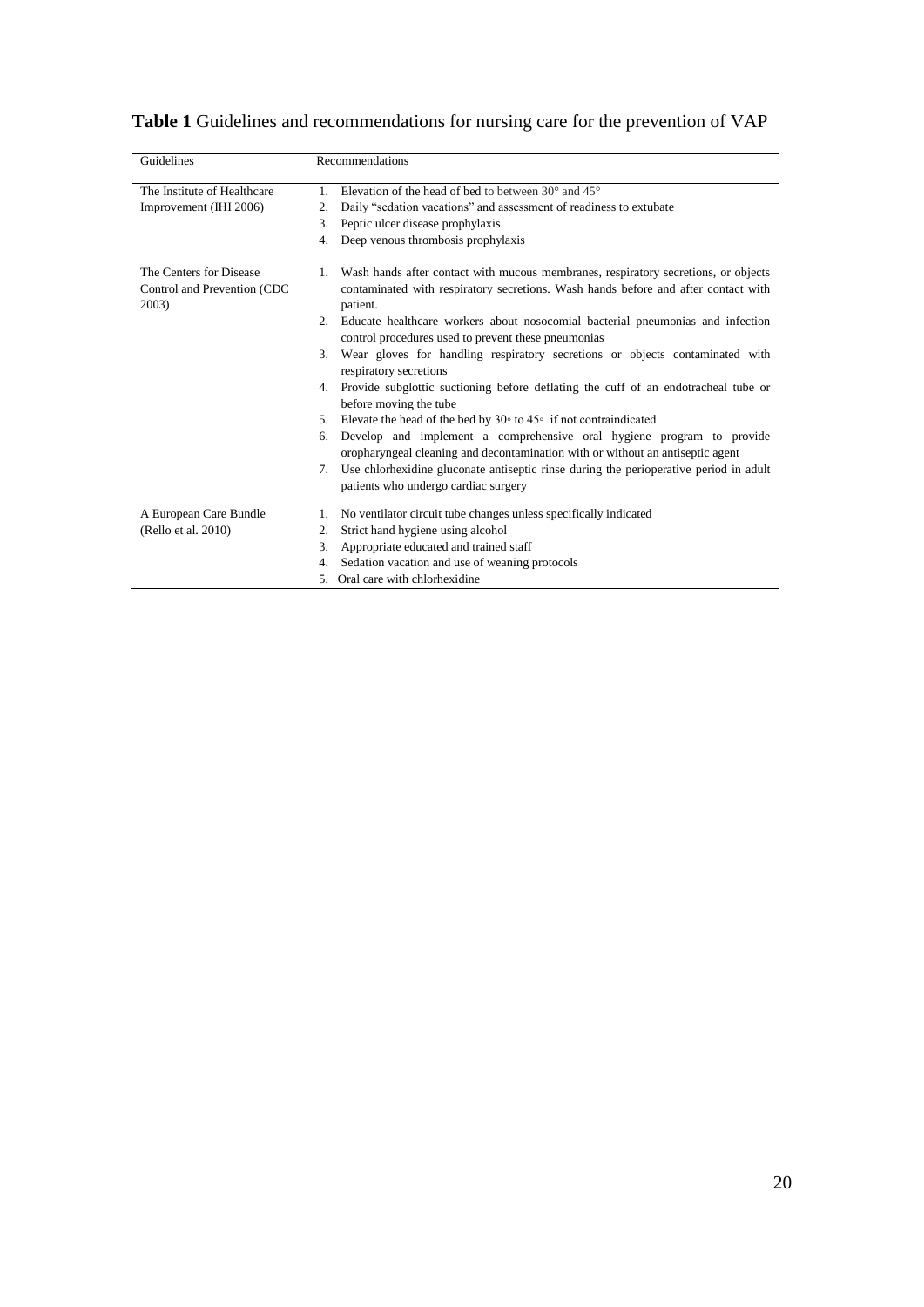**Table 1** Guidelines and recommendations for nursing care for the prevention of VAP

| Guidelines | Recommendations |
|---|---|
| The Institute of Healthcare Improvement (IHI 2006) | 1. Elevation of the head of bed to between 30° and 45°<br>2. Daily "sedation vacations" and assessment of readiness to extubate<br>3. Peptic ulcer disease prophylaxis<br>4. Deep venous thrombosis prophylaxis |
| The Centers for Disease Control and Prevention (CDC 2003) | 1. Wash hands after contact with mucous membranes, respiratory secretions, or objects contaminated with respiratory secretions. Wash hands before and after contact with patient.<br>2. Educate healthcare workers about nosocomial bacterial pneumonias and infection control procedures used to prevent these pneumonias<br>3. Wear gloves for handling respiratory secretions or objects contaminated with respiratory secretions<br>4. Provide subglottic suctioning before deflating the cuff of an endotracheal tube or before moving the tube<br>5. Elevate the head of the bed by 30◦ to 45◦ if not contraindicated<br>6. Develop and implement a comprehensive oral hygiene program to provide oropharyngeal cleaning and decontamination with or without an antiseptic agent<br>7. Use chlorhexidine gluconate antiseptic rinse during the perioperative period in adult patients who undergo cardiac surgery |
| A European Care Bundle (Rello et al. 2010) | 1. No ventilator circuit tube changes unless specifically indicated<br>2. Strict hand hygiene using alcohol<br>3. Appropriate educated and trained staff<br>4. Sedation vacation and use of weaning protocols<br>5. Oral care with chlorhexidine |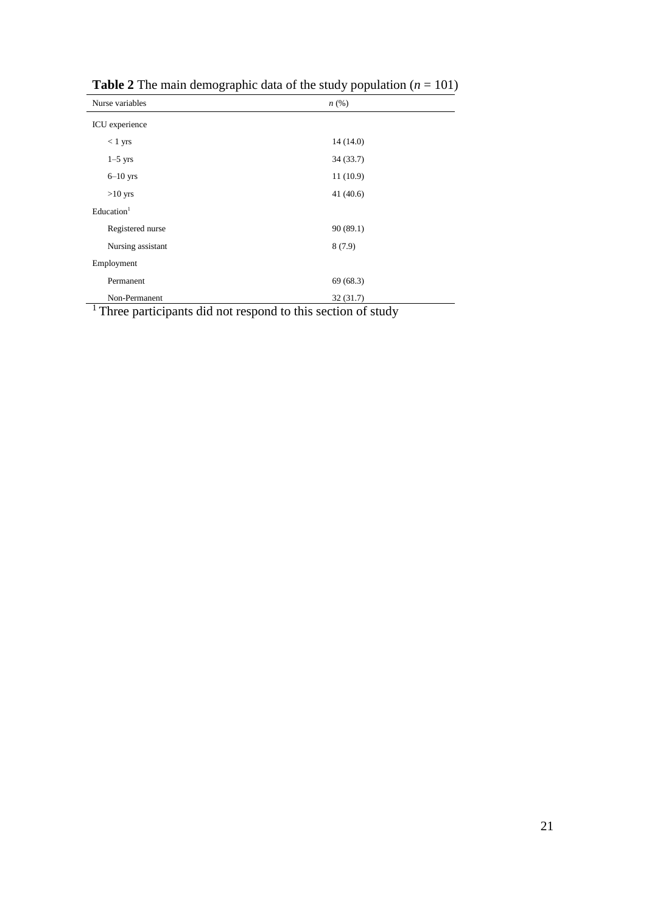**Table 2** The main demographic data of the study population ($n$ = 101)

| Nurse variables | *n* (%) |
|---|---|
| ICU experience | |
| < 1 yrs | 14 (14.0) |
| 1–5 yrs | 34 (33.7) |
| 6–10 yrs | 11 (10.9) |
| >10 yrs | 41 (40.6) |
| Education[1] | |
| Registered nurse | 90 (89.1) |
| Nursing assistant | 8 (7.9) |
| Employment | |
| Permanent | 69 (68.3) |
| Non-Permanent | 32 (31.7) |

[1] Three participants did not respond to this section of study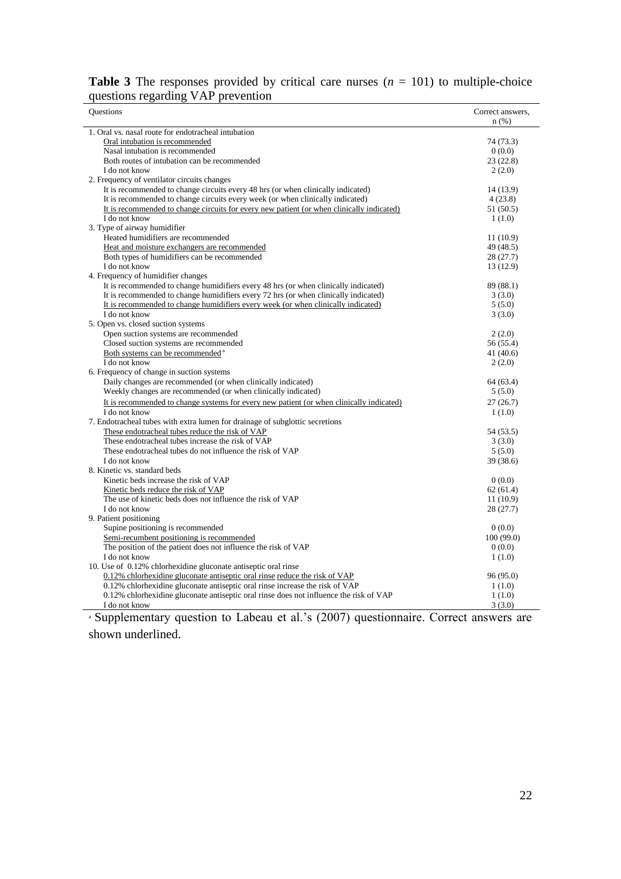**Table 3** The responses provided by critical care nurses ($n$ = 101) to multiple-choice questions regarding VAP prevention

| Questions | Correct answers, n (%) |
|---|---|
| 1. Oral vs. nasal route for endotracheal intubation | |
| <u>Oral intubation is recommended</u> | 74 (73.3) |
| Nasal intubation is recommended | 0 (0.0) |
| Both routes of intubation can be recommended | 23 (22.8) |
| I do not know | 2 (2.0) |
| 2. Frequency of ventilator circuits changes | |
| It is recommended to change circuits every 48 hrs (or when clinically indicated) | 14 (13.9) |
| It is recommended to change circuits every week (or when clinically indicated) | 4 (23.8) |
| <u>It is recommended to change circuits for every new patient (or when clinically indicated)</u> | 51 (50.5) |
| I do not know | 1 (1.0) |
| 3. Type of airway humidifier | |
| Heated humidifiers are recommended | 11 (10.9) |
| <u>Heat and moisture exchangers are recommended</u> | 49 (48.5) |
| Both types of humidifiers can be recommended | 28 (27.7) |
| I do not know | 13 (12.9) |
| 4. Frequency of humidifier changes | |
| It is recommended to change humidifiers every 48 hrs (or when clinically indicated) | 89 (88.1) |
| It is recommended to change humidifiers every 72 hrs (or when clinically indicated) | 3 (3.0) |
| <u>It is recommended to change humidifiers every week (or when clinically indicated)</u> | 5 (5.0) |
| I do not know | 3 (3.0) |
| 5. Open vs. closed suction systems | |
| Open suction systems are recommended | 2 (2.0) |
| Closed suction systems are recommended | 56 (55.4) |
| <u>Both systems can be recommended</u>[a] | 41 (40.6) |
| I do not know | 2 (2.0) |
| 6. Frequency of change in suction systems | |
| Daily changes are recommended (or when clinically indicated) | 64 (63.4) |
| Weekly changes are recommended (or when clinically indicated) | 5 (5.0) |
| <u>It is recommended to change systems for every new patient (or when clinically indicated)</u> | 27 (26.7) |
| I do not know | 1 (1.0) |
| 7. Endotracheal tubes with extra lumen for drainage of subglottic secretions | |
| <u>These endotracheal tubes reduce the risk of VAP</u> | 54 (53.5) |
| These endotracheal tubes increase the risk of VAP | 3 (3.0) |
| These endotracheal tubes do not influence the risk of VAP | 5 (5.0) |
| I do not know | 39 (38.6) |
| 8. Kinetic vs. standard beds | |
| Kinetic beds increase the risk of VAP | 0 (0.0) |
| <u>Kinetic beds reduce the risk of VAP</u> | 62 (61.4) |
| The use of kinetic beds does not influence the risk of VAP | 11 (10.9) |
| I do not know | 28 (27.7) |
| 9. Patient positioning | |
| Supine positioning is recommended | 0 (0.0) |
| <u>Semi-recumbent positioning is recommended</u> | 100 (99.0) |
| The position of the patient does not influence the risk of VAP | 0 (0.0) |
| I do not know | 1 (1.0) |
| 10. Use of 0.12% chlorhexidine gluconate antiseptic oral rinse | |
| <u>0.12% chlorhexidine gluconate antiseptic oral rinse</u> <u>reduce the risk of VAP</u> | 96 (95.0) |
| 0.12% chlorhexidine gluconate antiseptic oral rinse increase the risk of VAP | 1 (1.0) |
| 0.12% chlorhexidine gluconate antiseptic oral rinse does not influence the risk of VAP | 1 (1.0) |
| I do not know | 3 (3.0) |

[a] Supplementary question to Labeau et al.'s (2007) questionnaire. Correct answers are shown underlined.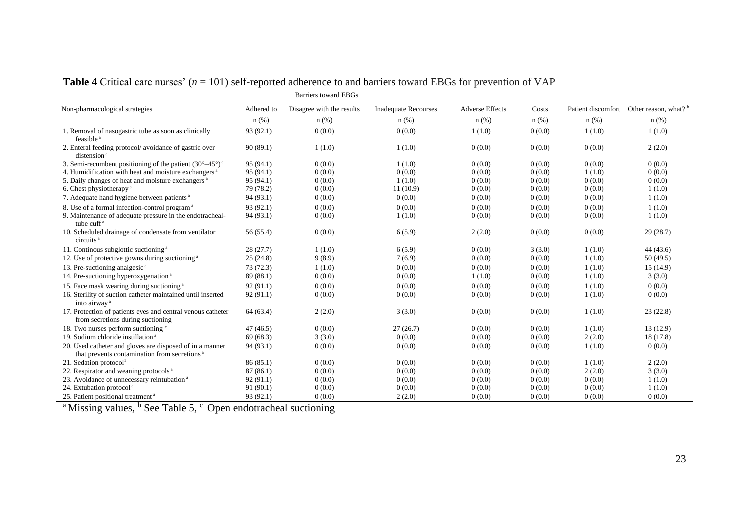**Table 4** Critical care nurses' ($n$ = 101) self-reported adherence to and barriers toward EBGs for prevention of VAP

| Non-pharmacological strategies | Adhered to | Barriers toward EBGs | | | | | |
|---|---|---|---|---|---|---|---|
| | | Disagree with the results | Inadequate Recourses | Adverse Effects | Costs | Patient discomfort | Other reason, what? [b] |
| | n (%) | n (%) | n (%) | n (%) | n (%) | n (%) | n (%) |
| 1. Removal of nasogastric tube as soon as clinically feasible [a] | 93 (92.1) | 0 (0.0) | 0 (0.0) | 1 (1.0) | 0 (0.0) | 1 (1.0) | 1 (1.0) |
| 2. Enteral feeding protocol/ avoidance of gastric over distension [a] | 90 (89.1) | 1 (1.0) | 1 (1.0) | 0 (0.0) | 0 (0.0) | 0 (0.0) | 2 (2.0) |
| 3. Semi-recumbent positioning of the patient (30°–45°) [a] | 95 (94.1) | 0 (0.0) | 1 (1.0) | 0 (0.0) | 0 (0.0) | 0 (0.0) | 0 (0.0) |
| 4. Humidification with heat and moisture exchangers [a] | 95 (94.1) | 0 (0.0) | 0 (0.0) | 0 (0.0) | 0 (0.0) | 1 (1.0) | 0 (0.0) |
| 5. Daily changes of heat and moisture exchangers [a] | 95 (94.1) | 0 (0.0) | 1 (1.0) | 0 (0.0) | 0 (0.0) | 0 (0.0) | 0 (0.0) |
| 6. Chest physiotherapy [a] | 79 (78.2) | 0 (0.0) | 11 (10.9) | 0 (0.0) | 0 (0.0) | 0 (0.0) | 1 (1.0) |
| 7. Adequate hand hygiene between patients [a] | 94 (93.1) | 0 (0.0) | 0 (0.0) | 0 (0.0) | 0 (0.0) | 0 (0.0) | 1 (1.0) |
| 8. Use of a formal infection-control program [a] | 93 (92.1) | 0 (0.0) | 0 (0.0) | 0 (0.0) | 0 (0.0) | 0 (0.0) | 1 (1.0) |
| 9. Maintenance of adequate pressure in the endotracheal-tube cuff [a] | 94 (93.1) | 0 (0.0) | 1 (1.0) | 0 (0.0) | 0 (0.0) | 0 (0.0) | 1 (1.0) |
| 10. Scheduled drainage of condensate from ventilator circuits [a] | 56 (55.4) | 0 (0.0) | 6 (5.9) | 2 (2.0) | 0 (0.0) | 0 (0.0) | 29 (28.7) |
| 11. Continous subglottic suctioning [a] | 28 (27.7) | 1 (1.0) | 6 (5.9) | 0 (0.0) | 3 (3.0) | 1 (1.0) | 44 (43.6) |
| 12. Use of protective gowns during suctioning [a] | 25 (24.8) | 9 (8.9) | 7 (6.9) | 0 (0.0) | 0 (0.0) | 1 (1.0) | 50 (49.5) |
| 13. Pre-suctioning analgesic [a] | 73 (72.3) | 1 (1.0) | 0 (0.0) | 0 (0.0) | 0 (0.0) | 1 (1.0) | 15 (14.9) |
| 14. Pre-suctioning hyperoxygenation [a] | 89 (88.1) | 0 (0.0) | 0 (0.0) | 1 (1.0) | 0 (0.0) | 1 (1.0) | 3 (3.0) |
| 15. Face mask wearing during suctioning [a] | 92 (91.1) | 0 (0.0) | 0 (0.0) | 0 (0.0) | 0 (0.0) | 1 (1.0) | 0 (0.0) |
| 16. Sterility of suction catheter maintained until inserted into airway [a] | 92 (91.1) | 0 (0.0) | 0 (0.0) | 0 (0.0) | 0 (0.0) | 1 (1.0) | 0 (0.0) |
| 17. Protection of patients eyes and central venous catheter from secretions during suctioning | 64 (63.4) | 2 (2.0) | 3 (3.0) | 0 (0.0) | 0 (0.0) | 1 (1.0) | 23 (22.8) |
| 18. Two nurses perform suctioning [c] | 47 (46.5) | 0 (0.0) | 27 (26.7) | 0 (0.0) | 0 (0.0) | 1 (1.0) | 13 (12.9) |
| 19. Sodium chloride instillation [a] | 69 (68.3) | 3 (3.0) | 0 (0.0) | 0 (0.0) | 0 (0.0) | 2 (2.0) | 18 (17.8) |
| 20. Used catheter and gloves are disposed of in a manner that prevents contamination from secretions [a] | 94 (93.1) | 0 (0.0) | 0 (0.0) | 0 (0.0) | 0 (0.0) | 1 (1.0) | 0 (0.0) |
| 21. Sedation protocol[1] | 86 (85.1) | 0 (0.0) | 0 (0.0) | 0 (0.0) | 0 (0.0) | 1 (1.0) | 2 (2.0) |
| 22. Respirator and weaning protocols [a] | 87 (86.1) | 0 (0.0) | 0 (0.0) | 0 (0.0) | 0 (0.0) | 2 (2.0) | 3 (3.0) |
| 23. Avoidance of unnecessary reintubation [a] | 92 (91.1) | 0 (0.0) | 0 (0.0) | 0 (0.0) | 0 (0.0) | 0 (0.0) | 1 (1.0) |
| 24. Extubation protocol [a] | 91 (90.1) | 0 (0.0) | 0 (0.0) | 0 (0.0) | 0 (0.0) | 0 (0.0) | 1 (1.0) |
| 25. Patient positional treatment [a] | 93 (92.1) | 0 (0.0) | 2 (2.0) | 0 (0.0) | 0 (0.0) | 0 (0.0) | 0 (0.0) |

[a] Missing values, [b] See Table 5, [c] Open endotracheal suctioning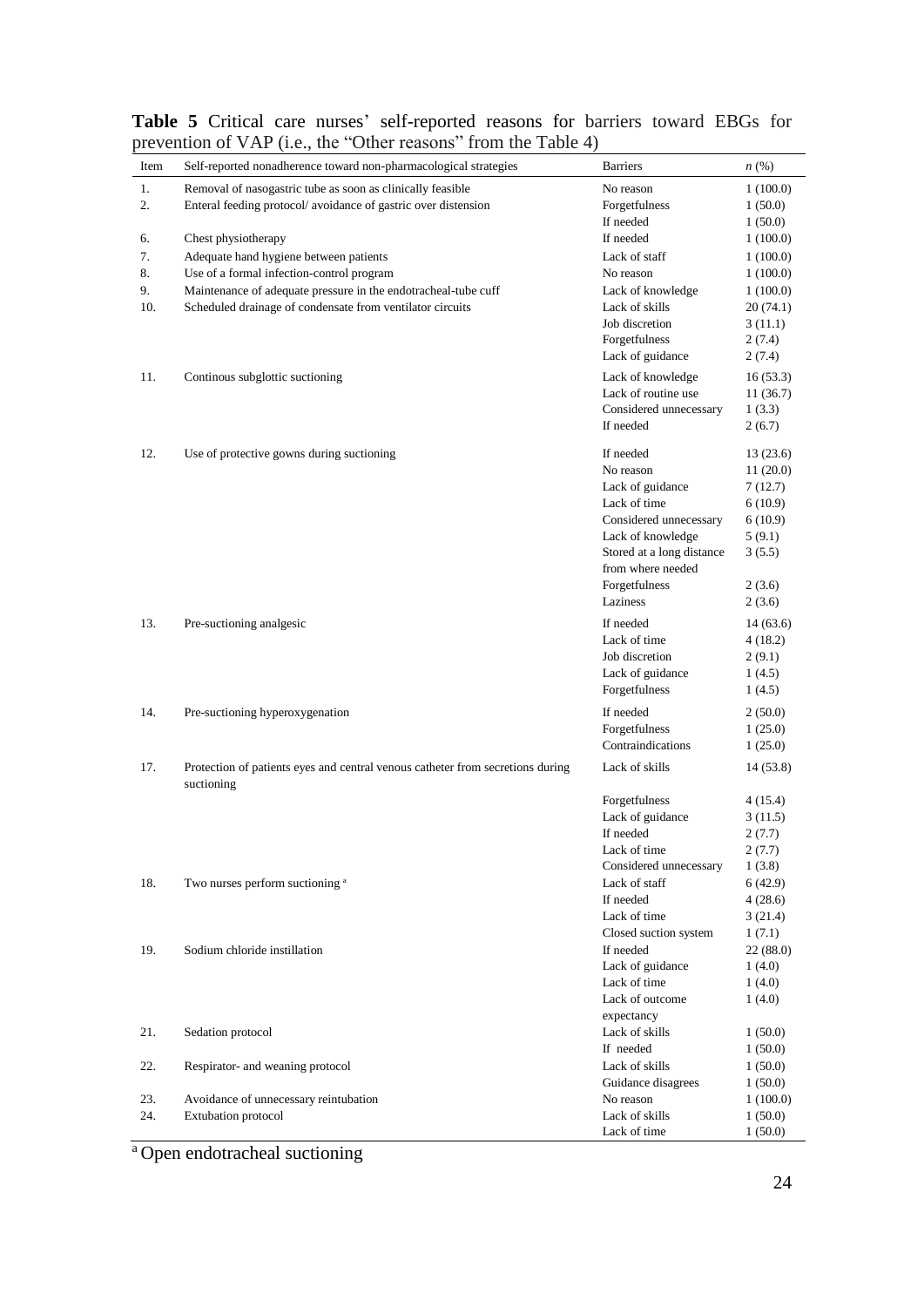**Table 5** Critical care nurses' self-reported reasons for barriers toward EBGs for prevention of VAP (i.e., the "Other reasons" from the Table 4)

| Item | Self-reported nonadherence toward non-pharmacological strategies | Barriers | *n* (%) |
|---|---|---|---|
| 1. | Removal of nasogastric tube as soon as clinically feasible | No reason | 1 (100.0) |
| 2. | Enteral feeding protocol/ avoidance of gastric over distension | Forgetfulness | 1 (50.0) |
| | | If needed | 1 (50.0) |
| 6. | Chest physiotherapy | If needed | 1 (100.0) |
| 7. | Adequate hand hygiene between patients | Lack of staff | 1 (100.0) |
| 8. | Use of a formal infection-control program | No reason | 1 (100.0) |
| 9. | Maintenance of adequate pressure in the endotracheal-tube cuff | Lack of knowledge | 1 (100.0) |
| 10. | Scheduled drainage of condensate from ventilator circuits | Lack of skills | 20 (74.1) |
| | | Job discretion | 3 (11.1) |
| | | Forgetfulness | 2 (7.4) |
| | | Lack of guidance | 2 (7.4) |
| 11. | Continous subglottic suctioning | Lack of knowledge | 16 (53.3) |
| | | Lack of routine use | 11 (36.7) |
| | | Considered unnecessary | 1 (3.3) |
| | | If needed | 2 (6.7) |
| 12. | Use of protective gowns during suctioning | If needed | 13 (23.6) |
| | | No reason | 11 (20.0) |
| | | Lack of guidance | 7 (12.7) |
| | | Lack of time | 6 (10.9) |
| | | Considered unnecessary | 6 (10.9) |
| | | Lack of knowledge | 5 (9.1) |
| | | Stored at a long distance from where needed | 3 (5.5) |
| | | Forgetfulness | 2 (3.6) |
| | | Laziness | 2 (3.6) |
| 13. | Pre-suctioning analgesic | If needed | 14 (63.6) |
| | | Lack of time | 4 (18.2) |
| | | Job discretion | 2 (9.1) |
| | | Lack of guidance | 1 (4.5) |
| | | Forgetfulness | 1 (4.5) |
| 14. | Pre-suctioning hyperoxygenation | If needed | 2 (50.0) |
| | | Forgetfulness | 1 (25.0) |
| | | Contraindications | 1 (25.0) |
| 17. | Protection of patients eyes and central venous catheter from secretions during suctioning | Lack of skills | 14 (53.8) |
| | | Forgetfulness | 4 (15.4) |
| | | Lack of guidance | 3 (11.5) |
| | | If needed | 2 (7.7) |
| | | Lack of time | 2 (7.7) |
| | | Considered unnecessary | 1 (3.8) |
| 18. | Two nurses perform suctioning [a] | Lack of staff | 6 (42.9) |
| | | If needed | 4 (28.6) |
| | | Lack of time | 3 (21.4) |
| | | Closed suction system | 1 (7.1) |
| 19. | Sodium chloride instillation | If needed | 22 (88.0) |
| | | Lack of guidance | 1 (4.0) |
| | | Lack of time | 1 (4.0) |
| | | Lack of outcome expectancy | 1 (4.0) |
| 21. | Sedation protocol | Lack of skills | 1 (50.0) |
| | | If needed | 1 (50.0) |
| 22. | Respirator- and weaning protocol | Lack of skills | 1 (50.0) |
| | | Guidance disagrees | 1 (50.0) |
| 23. | Avoidance of unnecessary reintubation | No reason | 1 (100.0) |
| 24. | Extubation protocol | Lack of skills | 1 (50.0) |
| | | Lack of time | 1 (50.0) |

[a] Open endotracheal suctioning